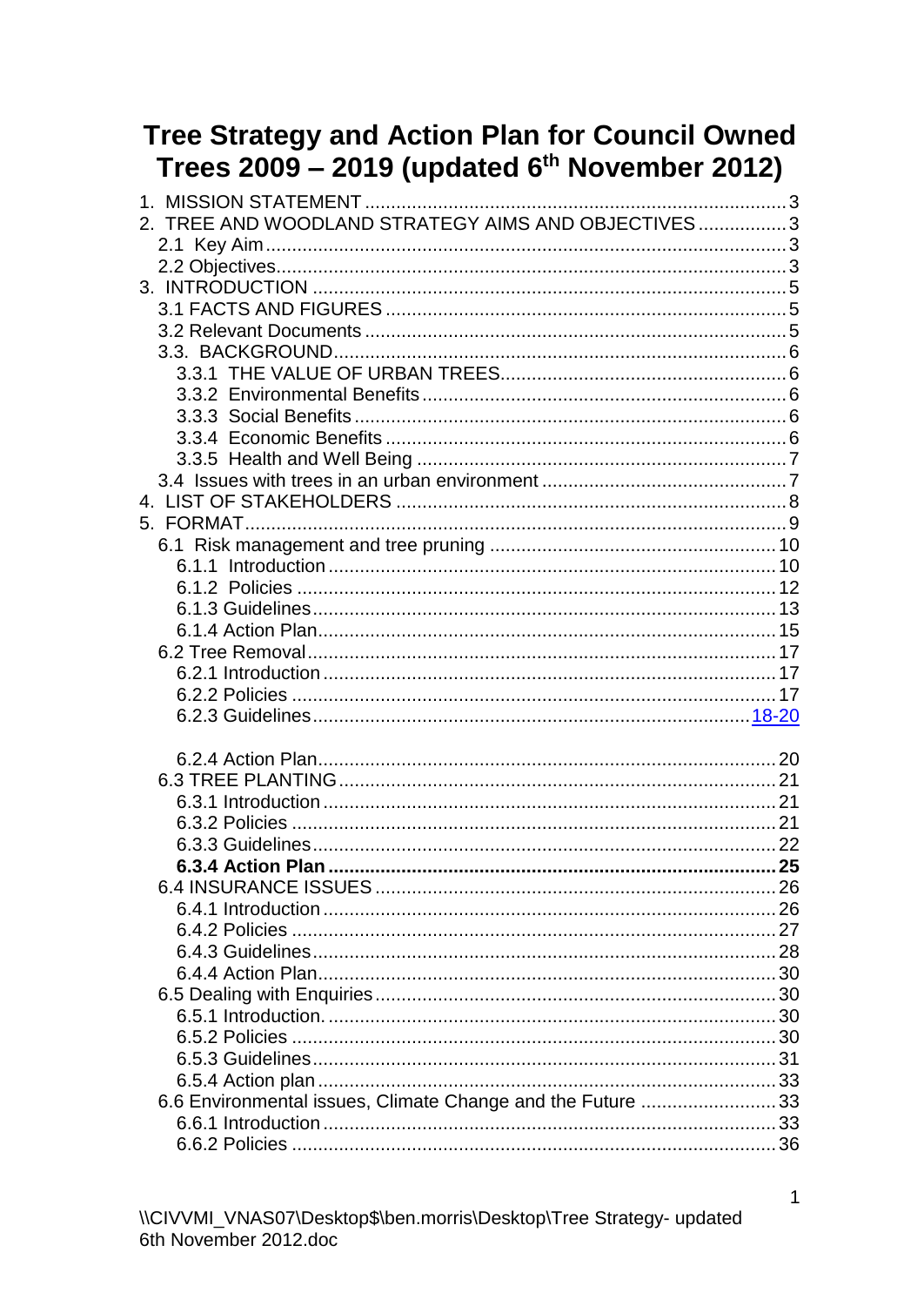# Tree Strategy and Action Plan for Council Owned Trees 2009 – 2019 (updated 6th November 2012)

1. MISSION STATEMENT .......... 3
2. TREE AND WOODLAND STRATEGY AIMS AND OBJECTIVES .......... 3
   - 2.1 Key Aim .......... 3
   - 2.2 Objectives .......... 3
3. INTRODUCTION .......... 5
   - 3.1 FACTS AND FIGURES .......... 5
   - 3.2 Relevant Documents .......... 5
   - 3.3. BACKGROUND .......... 6
     - 3.3.1 THE VALUE OF URBAN TREES .......... 6
     - 3.3.2 Environmental Benefits .......... 6
     - 3.3.3 Social Benefits .......... 6
     - 3.3.4 Economic Benefits .......... 6
     - 3.3.5 Health and Well Being .......... 7
   - 3.4 Issues with trees in an urban environment .......... 7
4. LIST OF STAKEHOLDERS .......... 8
5. FORMAT .......... 9
   - 6.1 Risk management and tree pruning .......... 10
     - 6.1.1 Introduction .......... 10
     - 6.1.2 Policies .......... 12
     - 6.1.3 Guidelines .......... 13
     - 6.1.4 Action Plan .......... 15
   - 6.2 Tree Removal .......... 17
     - 6.2.1 Introduction .......... 17
     - 6.2.2 Policies .......... 17
     - 6.2.3 Guidelines .......... 18-20
     - 6.2.4 Action Plan .......... 20
   - 6.3 TREE PLANTING .......... 21
     - 6.3.1 Introduction .......... 21
     - 6.3.2 Policies .......... 21
     - 6.3.3 Guidelines .......... 22
     - **6.3.4 Action Plan .......... 25**
   - 6.4 INSURANCE ISSUES .......... 26
     - 6.4.1 Introduction .......... 26
     - 6.4.2 Policies .......... 27
     - 6.4.3 Guidelines .......... 28
     - 6.4.4 Action Plan .......... 30
   - 6.5 Dealing with Enquiries .......... 30
     - 6.5.1 Introduction. .......... 30
     - 6.5.2 Policies .......... 30
     - 6.5.3 Guidelines .......... 31
     - 6.5.4 Action plan .......... 33
   - 6.6 Environmental issues, Climate Change and the Future .......... 33
     - 6.6.1 Introduction .......... 33
     - 6.6.2 Policies .......... 36

\\CIVVMI_VNAS07\Desktop$\ben.morris\Desktop\Tree Strategy- updated 6th November 2012.doc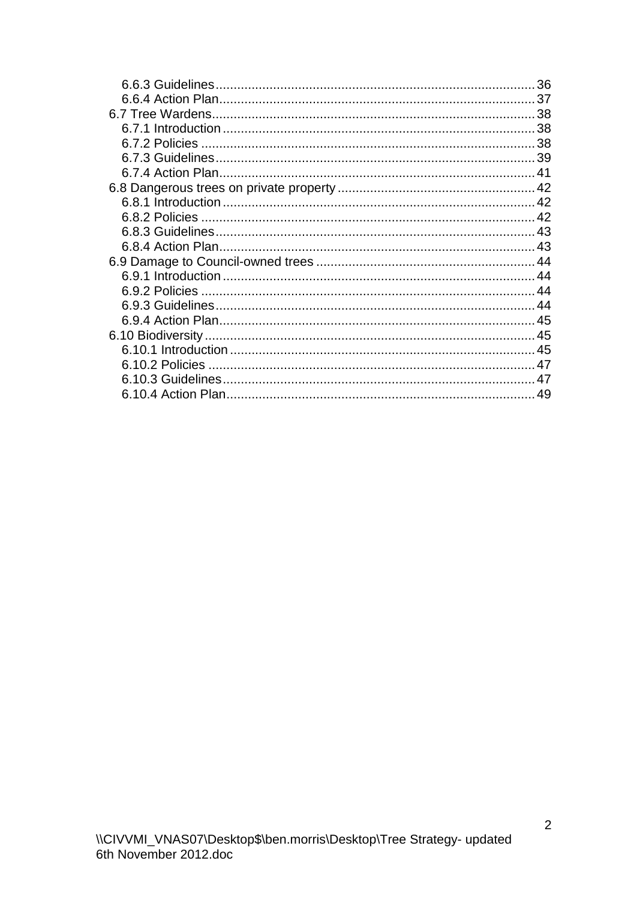6.6.3 Guidelines ........................................................................................ 36
6.6.4 Action Plan ....................................................................................... 37
6.7 Tree Wardens ......................................................................................... 38
6.7.1 Introduction ...................................................................................... 38
6.7.2 Policies ............................................................................................ 38
6.7.3 Guidelines ........................................................................................ 39
6.7.4 Action Plan ....................................................................................... 41
6.8 Dangerous trees on private property ....................................................... 42
6.8.1 Introduction ...................................................................................... 42
6.8.2 Policies ............................................................................................ 42
6.8.3 Guidelines ........................................................................................ 43
6.8.4 Action Plan ....................................................................................... 43
6.9 Damage to Council-owned trees ............................................................. 44
6.9.1 Introduction ...................................................................................... 44
6.9.2 Policies ............................................................................................ 44
6.9.3 Guidelines ........................................................................................ 44
6.9.4 Action Plan ....................................................................................... 45
6.10 Biodiversity ........................................................................................... 45
6.10.1 Introduction .................................................................................... 45
6.10.2 Policies .......................................................................................... 47
6.10.3 Guidelines ...................................................................................... 47
6.10.4 Action Plan ..................................................................................... 49

\\CIVVMI_VNAS07\Desktop$\ben.morris\Desktop\Tree Strategy- updated 6th November 2012.doc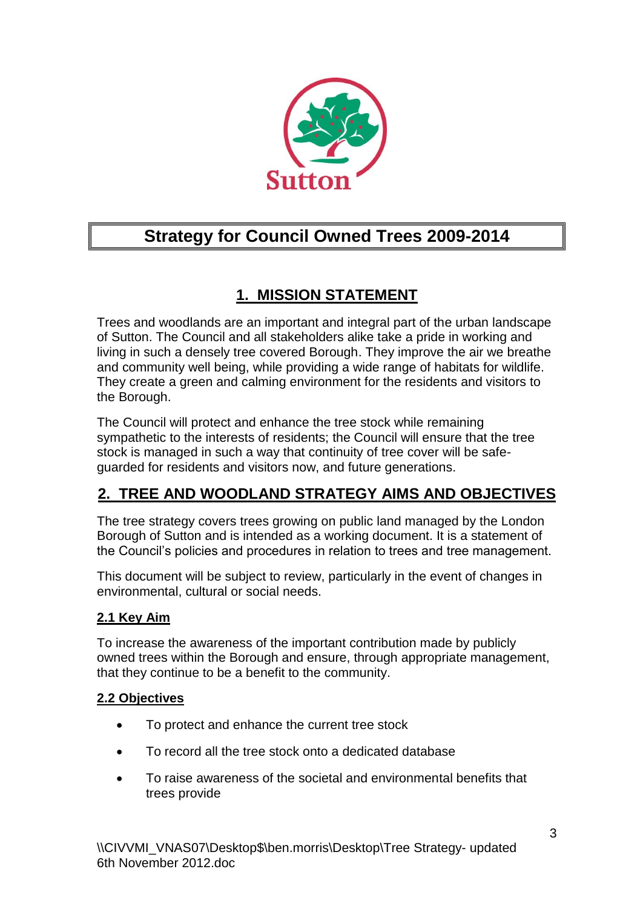# Strategy for Council Owned Trees 2009-2014

## 1. MISSION STATEMENT

Trees and woodlands are an important and integral part of the urban landscape of Sutton. The Council and all stakeholders alike take a pride in working and living in such a densely tree covered Borough. They improve the air we breathe and community well being, while providing a wide range of habitats for wildlife. They create a green and calming environment for the residents and visitors to the Borough.

The Council will protect and enhance the tree stock while remaining sympathetic to the interests of residents; the Council will ensure that the tree stock is managed in such a way that continuity of tree cover will be safe-guarded for residents and visitors now, and future generations.

## 2. TREE AND WOODLAND STRATEGY AIMS AND OBJECTIVES

The tree strategy covers trees growing on public land managed by the London Borough of Sutton and is intended as a working document. It is a statement of the Council's policies and procedures in relation to trees and tree management.

This document will be subject to review, particularly in the event of changes in environmental, cultural or social needs.

### 2.1 Key Aim

To increase the awareness of the important contribution made by publicly owned trees within the Borough and ensure, through appropriate management, that they continue to be a benefit to the community.

### 2.2 Objectives

- To protect and enhance the current tree stock
- To record all the tree stock onto a dedicated database
- To raise awareness of the societal and environmental benefits that trees provide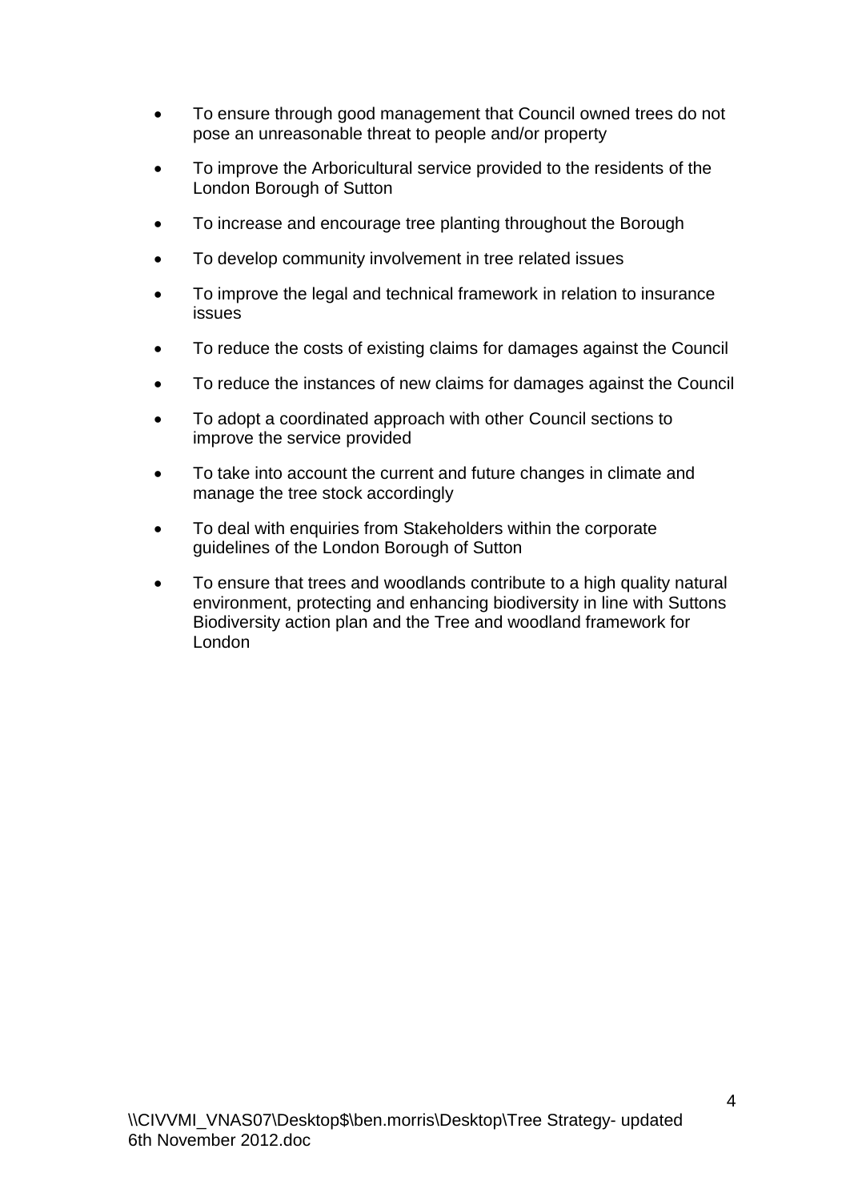- To ensure through good management that Council owned trees do not pose an unreasonable threat to people and/or property
- To improve the Arboricultural service provided to the residents of the London Borough of Sutton
- To increase and encourage tree planting throughout the Borough
- To develop community involvement in tree related issues
- To improve the legal and technical framework in relation to insurance issues
- To reduce the costs of existing claims for damages against the Council
- To reduce the instances of new claims for damages against the Council
- To adopt a coordinated approach with other Council sections to improve the service provided
- To take into account the current and future changes in climate and manage the tree stock accordingly
- To deal with enquiries from Stakeholders within the corporate guidelines of the London Borough of Sutton
- To ensure that trees and woodlands contribute to a high quality natural environment, protecting and enhancing biodiversity in line with Suttons Biodiversity action plan and the Tree and woodland framework for London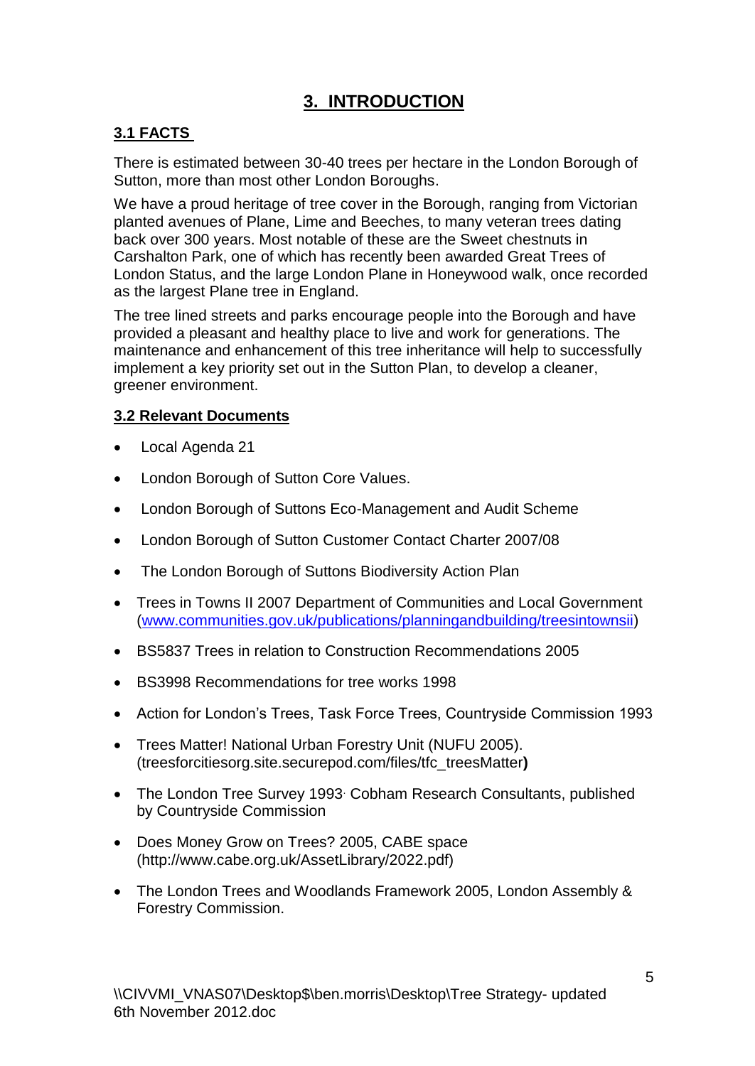# 3. INTRODUCTION

## 3.1 FACTS

There is estimated between 30-40 trees per hectare in the London Borough of Sutton, more than most other London Boroughs.

We have a proud heritage of tree cover in the Borough, ranging from Victorian planted avenues of Plane, Lime and Beeches, to many veteran trees dating back over 300 years. Most notable of these are the Sweet chestnuts in Carshalton Park, one of which has recently been awarded Great Trees of London Status, and the large London Plane in Honeywood walk, once recorded as the largest Plane tree in England.

The tree lined streets and parks encourage people into the Borough and have provided a pleasant and healthy place to live and work for generations. The maintenance and enhancement of this tree inheritance will help to successfully implement a key priority set out in the Sutton Plan, to develop a cleaner, greener environment.

## 3.2 Relevant Documents

- Local Agenda 21
- London Borough of Sutton Core Values.
- London Borough of Suttons Eco-Management and Audit Scheme
- London Borough of Sutton Customer Contact Charter 2007/08
- The London Borough of Suttons Biodiversity Action Plan
- Trees in Towns II 2007 Department of Communities and Local Government (www.communities.gov.uk/publications/planningandbuilding/treesintownsii)
- BS5837 Trees in relation to Construction Recommendations 2005
- BS3998 Recommendations for tree works 1998
- Action for London's Trees, Task Force Trees, Countryside Commission 1993
- Trees Matter! National Urban Forestry Unit (NUFU 2005). (treesforcitiesorg.site.securepod.com/files/tfc_treesMatter**)**
- The London Tree Survey 1993. Cobham Research Consultants, published by Countryside Commission
- Does Money Grow on Trees? 2005, CABE space (http://www.cabe.org.uk/AssetLibrary/2022.pdf)
- The London Trees and Woodlands Framework 2005, London Assembly & Forestry Commission.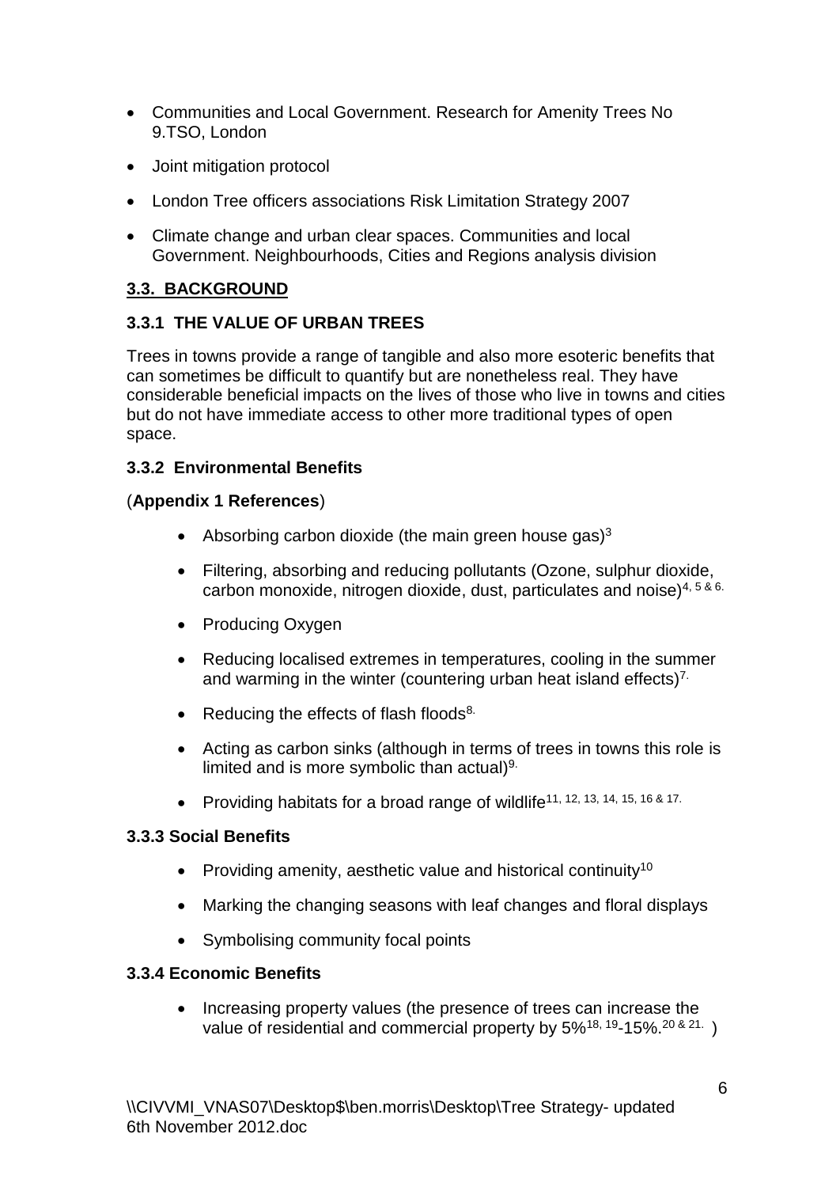- Communities and Local Government. Research for Amenity Trees No 9.TSO, London
- Joint mitigation protocol
- London Tree officers associations Risk Limitation Strategy 2007
- Climate change and urban clear spaces. Communities and local Government. Neighbourhoods, Cities and Regions analysis division

## 3.3. BACKGROUND

### 3.3.1 THE VALUE OF URBAN TREES

Trees in towns provide a range of tangible and also more esoteric benefits that can sometimes be difficult to quantify but are nonetheless real. They have considerable beneficial impacts on the lives of those who live in towns and cities but do not have immediate access to other more traditional types of open space.

### 3.3.2 Environmental Benefits

(**Appendix 1 References**)

- Absorbing carbon dioxide (the main green house gas)[3]
- Filtering, absorbing and reducing pollutants (Ozone, sulphur dioxide, carbon monoxide, nitrogen dioxide, dust, particulates and noise)[4, 5 & 6.]
- Producing Oxygen
- Reducing localised extremes in temperatures, cooling in the summer and warming in the winter (countering urban heat island effects)[7.]
- Reducing the effects of flash floods[8.]
- Acting as carbon sinks (although in terms of trees in towns this role is limited and is more symbolic than actual)[9.]
- Providing habitats for a broad range of wildlife[11, 12, 13, 14, 15, 16 & 17.]

### 3.3.3 Social Benefits

- Providing amenity, aesthetic value and historical continuity[10]
- Marking the changing seasons with leaf changes and floral displays
- Symbolising community focal points

### 3.3.4 Economic Benefits

- Increasing property values (the presence of trees can increase the value of residential and commercial property by 5%[18, 19]-15%.[20 & 21.] )

\\CIVVMI_VNAS07\Desktop$\ben.morris\Desktop\Tree Strategy- updated 6th November 2012.doc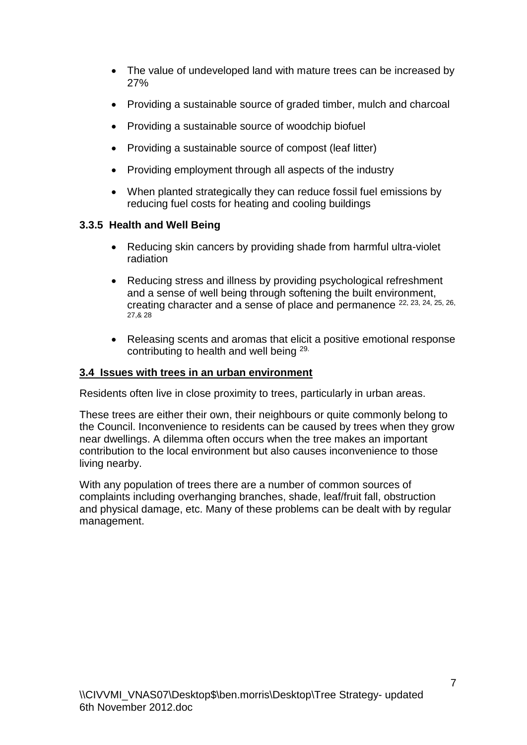- The value of undeveloped land with mature trees can be increased by 27%
- Providing a sustainable source of graded timber, mulch and charcoal
- Providing a sustainable source of woodchip biofuel
- Providing a sustainable source of compost (leaf litter)
- Providing employment through all aspects of the industry
- When planted strategically they can reduce fossil fuel emissions by reducing fuel costs for heating and cooling buildings

### 3.3.5 Health and Well Being

- Reducing skin cancers by providing shade from harmful ultra-violet radiation
- Reducing stress and illness by providing psychological refreshment and a sense of well being through softening the built environment, creating character and a sense of place and permanence [22, 23, 24, 25, 26, 27,& 28]
- Releasing scents and aromas that elicit a positive emotional response contributing to health and well being [29.]

## 3.4 Issues with trees in an urban environment

Residents often live in close proximity to trees, particularly in urban areas.

These trees are either their own, their neighbours or quite commonly belong to the Council. Inconvenience to residents can be caused by trees when they grow near dwellings. A dilemma often occurs when the tree makes an important contribution to the local environment but also causes inconvenience to those living nearby.

With any population of trees there are a number of common sources of complaints including overhanging branches, shade, leaf/fruit fall, obstruction and physical damage, etc. Many of these problems can be dealt with by regular management.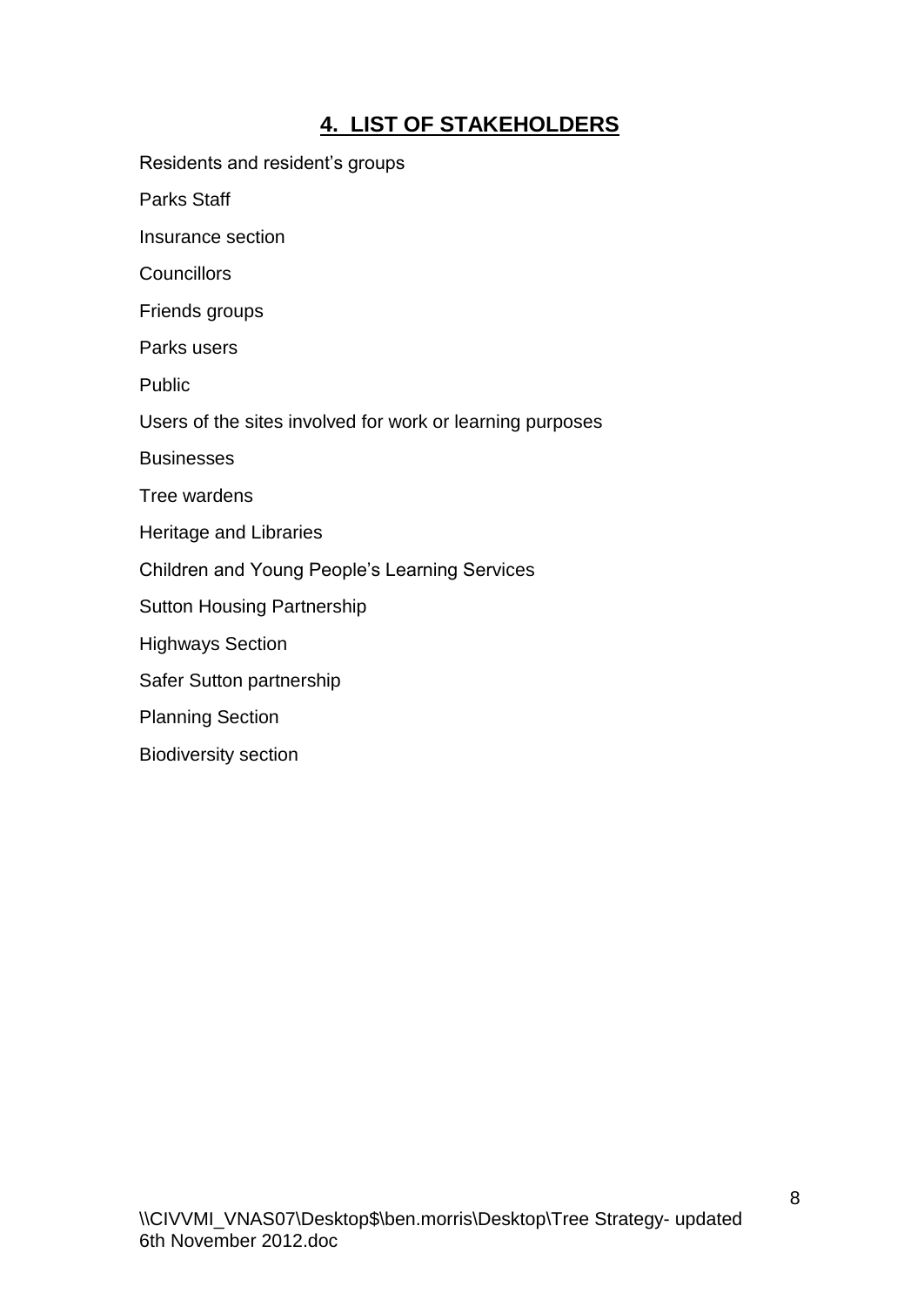## 4. LIST OF STAKEHOLDERS

Residents and resident's groups

Parks Staff

Insurance section

Councillors

Friends groups

Parks users

Public

Users of the sites involved for work or learning purposes

Businesses

Tree wardens

Heritage and Libraries

Children and Young People's Learning Services

Sutton Housing Partnership

Highways Section

Safer Sutton partnership

Planning Section

Biodiversity section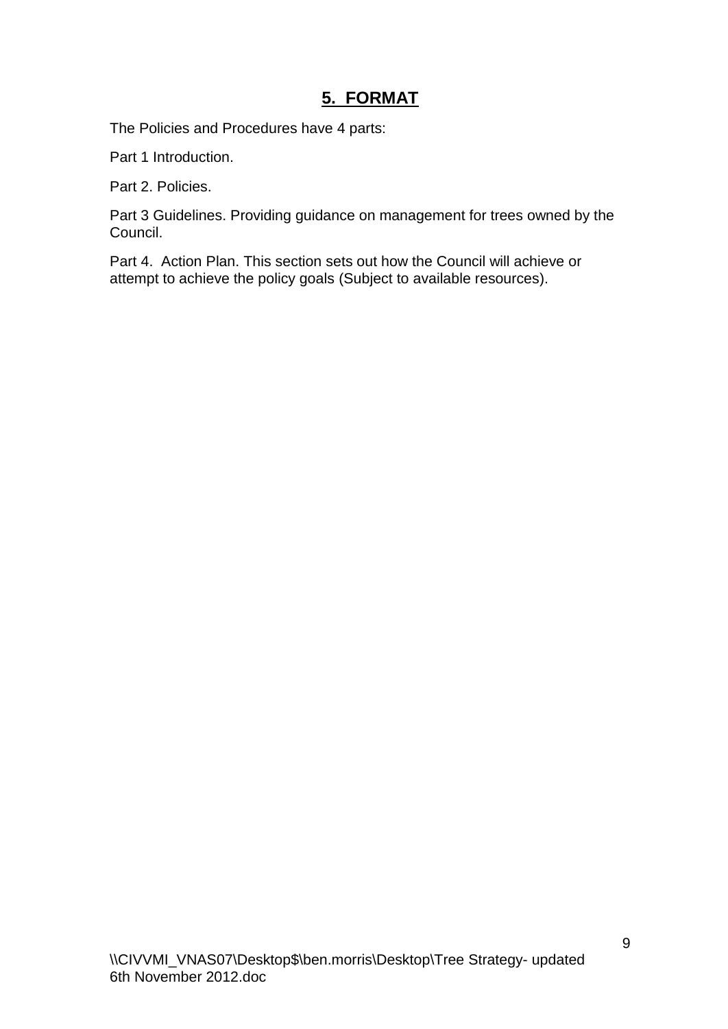## 5. FORMAT

The Policies and Procedures have 4 parts:

Part 1 Introduction.

Part 2. Policies.

Part 3 Guidelines. Providing guidance on management for trees owned by the Council.

Part 4. Action Plan. This section sets out how the Council will achieve or attempt to achieve the policy goals (Subject to available resources).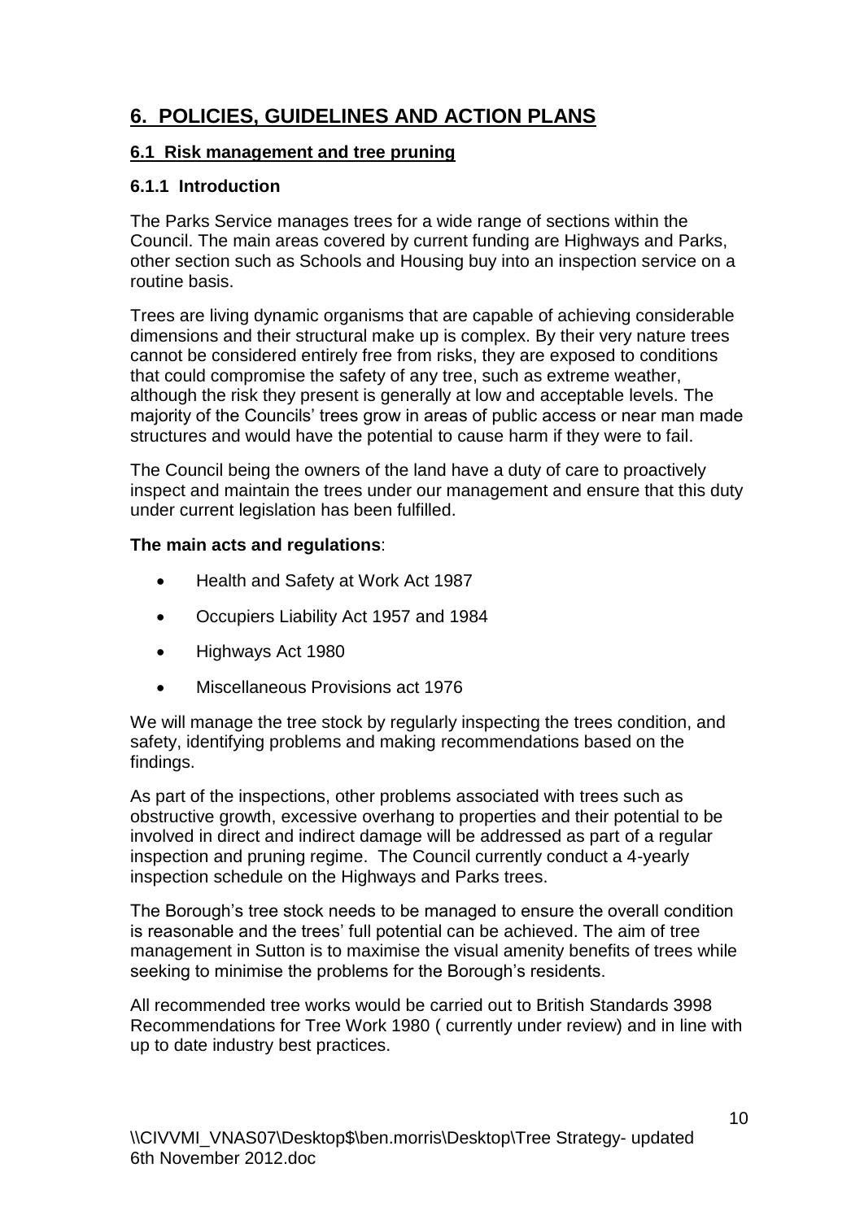# 6. POLICIES, GUIDELINES AND ACTION PLANS

## 6.1 Risk management and tree pruning

### 6.1.1 Introduction

The Parks Service manages trees for a wide range of sections within the Council. The main areas covered by current funding are Highways and Parks, other section such as Schools and Housing buy into an inspection service on a routine basis.

Trees are living dynamic organisms that are capable of achieving considerable dimensions and their structural make up is complex. By their very nature trees cannot be considered entirely free from risks, they are exposed to conditions that could compromise the safety of any tree, such as extreme weather, although the risk they present is generally at low and acceptable levels. The majority of the Councils' trees grow in areas of public access or near man made structures and would have the potential to cause harm if they were to fail.

The Council being the owners of the land have a duty of care to proactively inspect and maintain the trees under our management and ensure that this duty under current legislation has been fulfilled.

**The main acts and regulations**:

- Health and Safety at Work Act 1987
- Occupiers Liability Act 1957 and 1984
- Highways Act 1980
- Miscellaneous Provisions act 1976

We will manage the tree stock by regularly inspecting the trees condition, and safety, identifying problems and making recommendations based on the findings.

As part of the inspections, other problems associated with trees such as obstructive growth, excessive overhang to properties and their potential to be involved in direct and indirect damage will be addressed as part of a regular inspection and pruning regime. The Council currently conduct a 4-yearly inspection schedule on the Highways and Parks trees.

The Borough's tree stock needs to be managed to ensure the overall condition is reasonable and the trees' full potential can be achieved. The aim of tree management in Sutton is to maximise the visual amenity benefits of trees while seeking to minimise the problems for the Borough's residents.

All recommended tree works would be carried out to British Standards 3998 Recommendations for Tree Work 1980 ( currently under review) and in line with up to date industry best practices.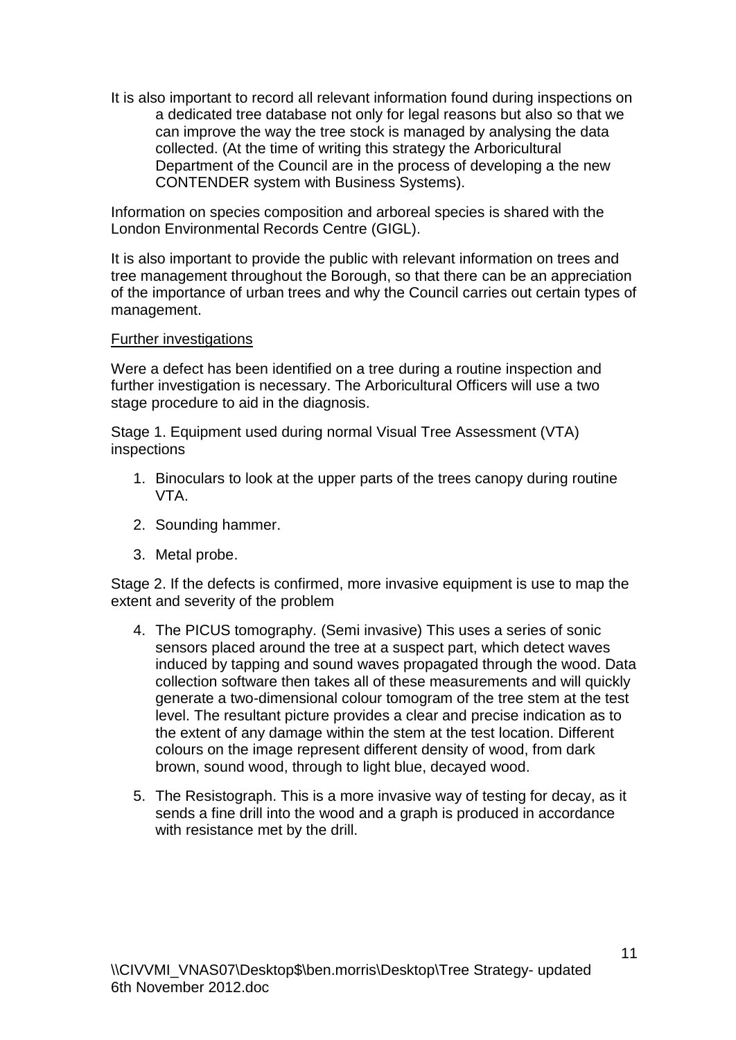It is also important to record all relevant information found during inspections on a dedicated tree database not only for legal reasons but also so that we can improve the way the tree stock is managed by analysing the data collected. (At the time of writing this strategy the Arboricultural Department of the Council are in the process of developing a the new CONTENDER system with Business Systems).

Information on species composition and arboreal species is shared with the London Environmental Records Centre (GIGL).

It is also important to provide the public with relevant information on trees and tree management throughout the Borough, so that there can be an appreciation of the importance of urban trees and why the Council carries out certain types of management.

<u>Further investigations</u>

Were a defect has been identified on a tree during a routine inspection and further investigation is necessary. The Arboricultural Officers will use a two stage procedure to aid in the diagnosis.

Stage 1. Equipment used during normal Visual Tree Assessment (VTA) inspections

1. Binoculars to look at the upper parts of the trees canopy during routine VTA.
2. Sounding hammer.
3. Metal probe.

Stage 2. If the defects is confirmed, more invasive equipment is use to map the extent and severity of the problem

4. The PICUS tomography. (Semi invasive) This uses a series of sonic sensors placed around the tree at a suspect part, which detect waves induced by tapping and sound waves propagated through the wood. Data collection software then takes all of these measurements and will quickly generate a two-dimensional colour tomogram of the tree stem at the test level. The resultant picture provides a clear and precise indication as to the extent of any damage within the stem at the test location. Different colours on the image represent different density of wood, from dark brown, sound wood, through to light blue, decayed wood.
5. The Resistograph. This is a more invasive way of testing for decay, as it sends a fine drill into the wood and a graph is produced in accordance with resistance met by the drill.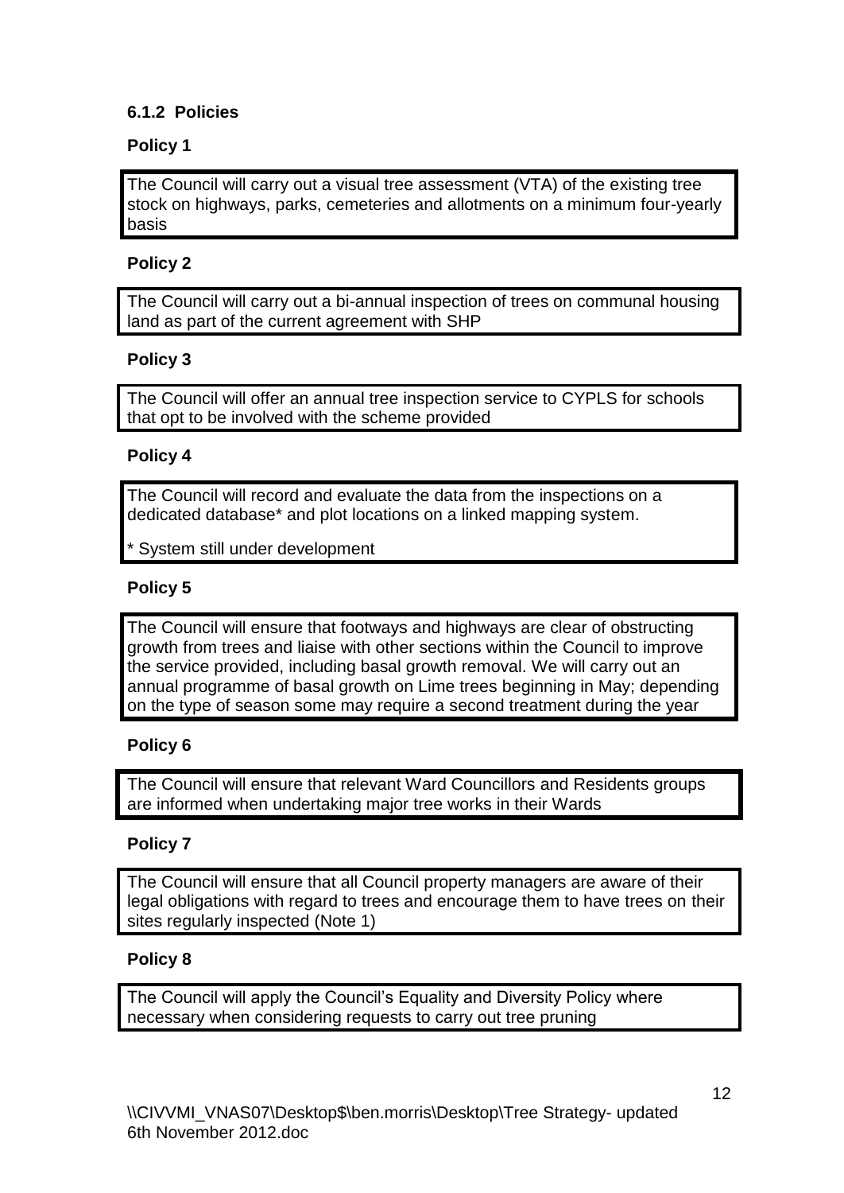### 6.1.2 Policies

**Policy 1**

The Council will carry out a visual tree assessment (VTA) of the existing tree stock on highways, parks, cemeteries and allotments on a minimum four-yearly basis

**Policy 2**

The Council will carry out a bi-annual inspection of trees on communal housing land as part of the current agreement with SHP

**Policy 3**

The Council will offer an annual tree inspection service to CYPLS for schools that opt to be involved with the scheme provided

**Policy 4**

The Council will record and evaluate the data from the inspections on a dedicated database* and plot locations on a linked mapping system.

* System still under development

**Policy 5**

The Council will ensure that footways and highways are clear of obstructing growth from trees and liaise with other sections within the Council to improve the service provided, including basal growth removal. We will carry out an annual programme of basal growth on Lime trees beginning in May; depending on the type of season some may require a second treatment during the year

**Policy 6**

The Council will ensure that relevant Ward Councillors and Residents groups are informed when undertaking major tree works in their Wards

**Policy 7**

The Council will ensure that all Council property managers are aware of their legal obligations with regard to trees and encourage them to have trees on their sites regularly inspected (Note 1)

**Policy 8**

The Council will apply the Council's Equality and Diversity Policy where necessary when considering requests to carry out tree pruning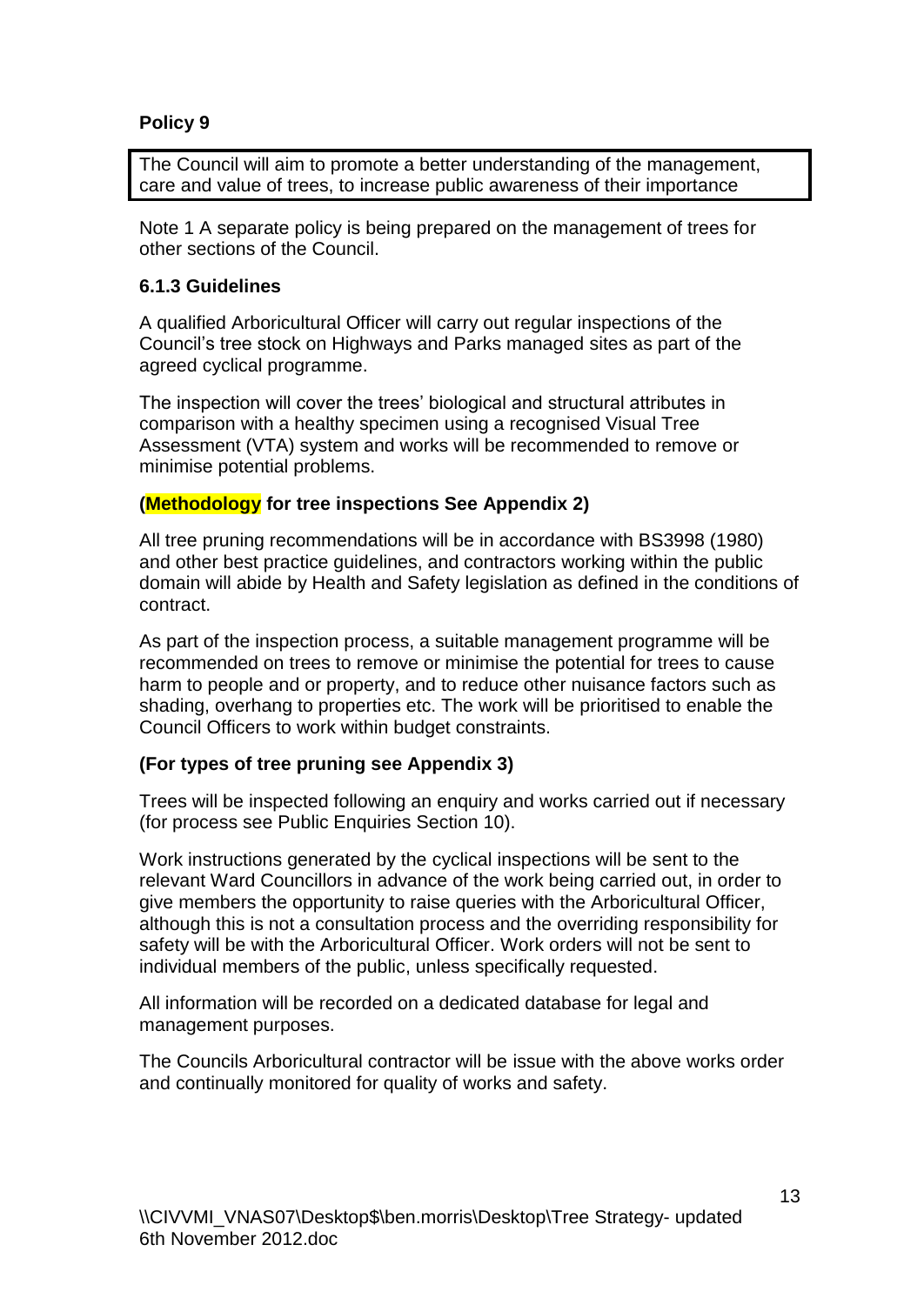**Policy 9**

The Council will aim to promote a better understanding of the management, care and value of trees, to increase public awareness of their importance

Note 1 A separate policy is being prepared on the management of trees for other sections of the Council.

### 6.1.3 Guidelines

A qualified Arboricultural Officer will carry out regular inspections of the Council's tree stock on Highways and Parks managed sites as part of the agreed cyclical programme.

The inspection will cover the trees' biological and structural attributes in comparison with a healthy specimen using a recognised Visual Tree Assessment (VTA) system and works will be recommended to remove or minimise potential problems.

**(Methodology for tree inspections See Appendix 2)**

All tree pruning recommendations will be in accordance with BS3998 (1980) and other best practice guidelines, and contractors working within the public domain will abide by Health and Safety legislation as defined in the conditions of contract.

As part of the inspection process, a suitable management programme will be recommended on trees to remove or minimise the potential for trees to cause harm to people and or property, and to reduce other nuisance factors such as shading, overhang to properties etc. The work will be prioritised to enable the Council Officers to work within budget constraints.

**(For types of tree pruning see Appendix 3)**

Trees will be inspected following an enquiry and works carried out if necessary (for process see Public Enquiries Section 10).

Work instructions generated by the cyclical inspections will be sent to the relevant Ward Councillors in advance of the work being carried out, in order to give members the opportunity to raise queries with the Arboricultural Officer, although this is not a consultation process and the overriding responsibility for safety will be with the Arboricultural Officer. Work orders will not be sent to individual members of the public, unless specifically requested.

All information will be recorded on a dedicated database for legal and management purposes.

The Councils Arboricultural contractor will be issue with the above works order and continually monitored for quality of works and safety.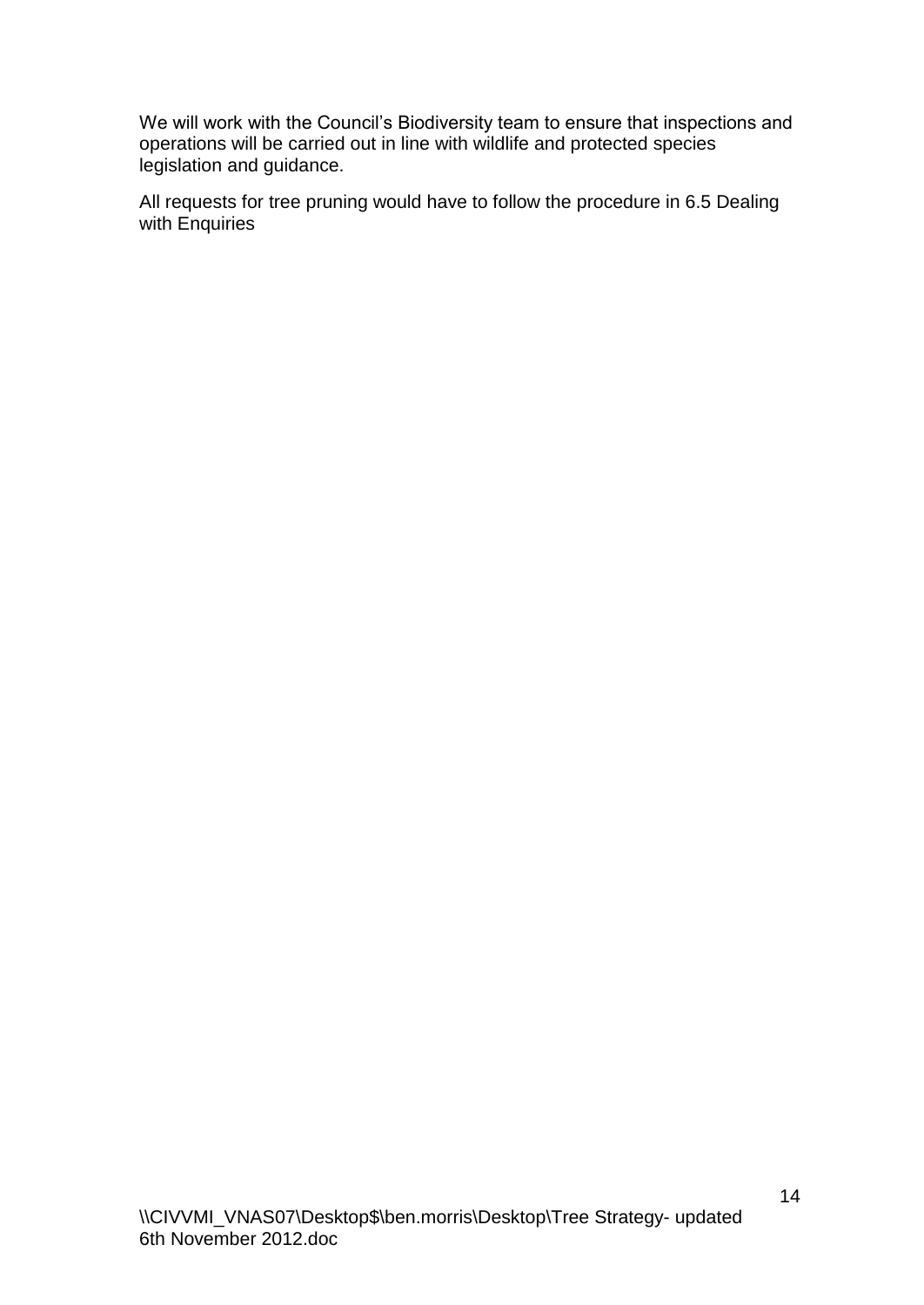We will work with the Council's Biodiversity team to ensure that inspections and operations will be carried out in line with wildlife and protected species legislation and guidance.

All requests for tree pruning would have to follow the procedure in 6.5 Dealing with Enquiries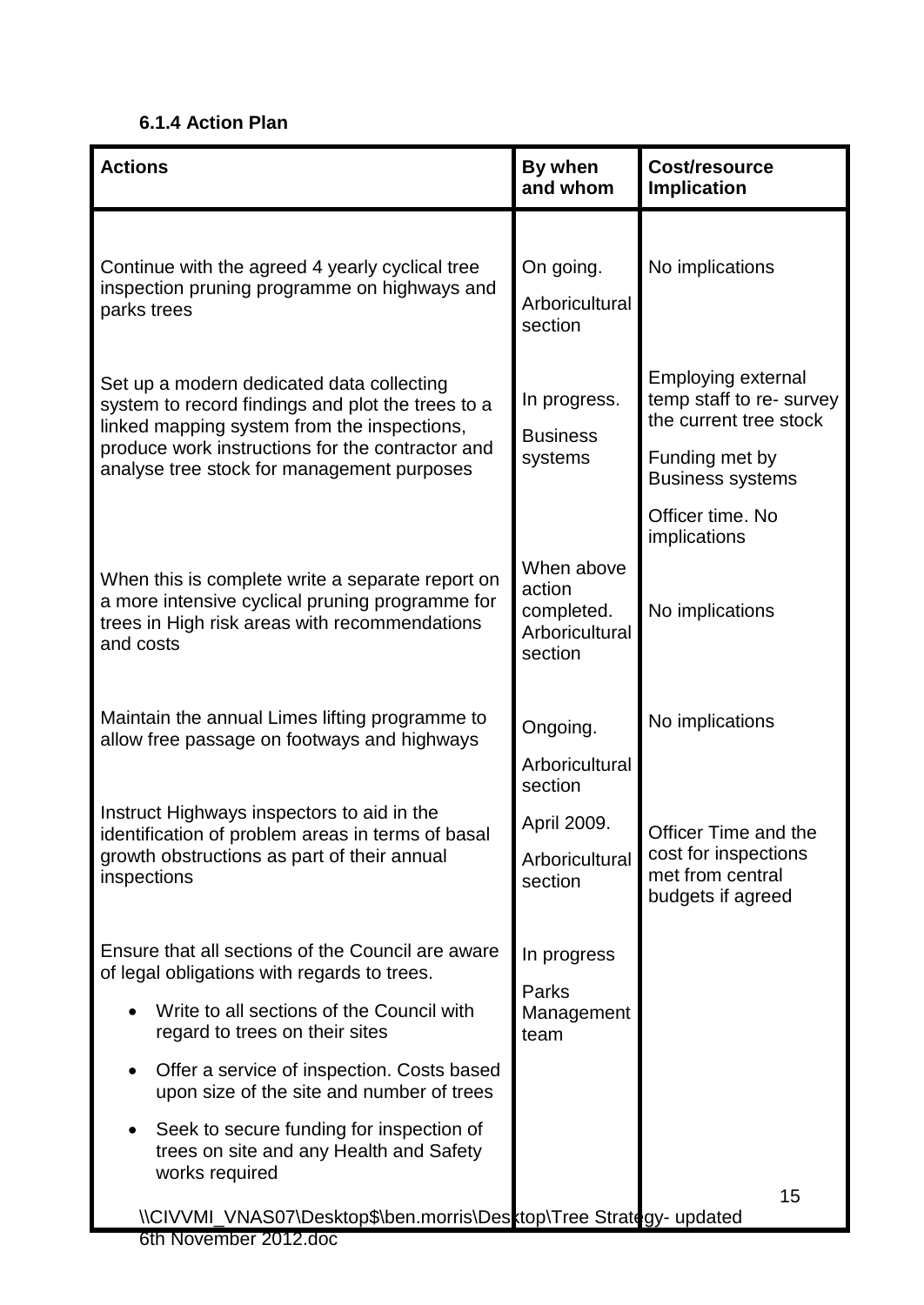### 6.1.4 Action Plan

| Actions | By when and whom | Cost/resource Implication |
|---|---|---|
| Continue with the agreed 4 yearly cyclical tree inspection pruning programme on highways and parks trees | On going.<br>Arboricultural section | No implications |
| Set up a modern dedicated data collecting system to record findings and plot the trees to a linked mapping system from the inspections, produce work instructions for the contractor and analyse tree stock for management purposes | In progress.<br>Business systems | Employing external temp staff to re- survey the current tree stock<br>Funding met by Business systems<br>Officer time. No implications |
| When this is complete write a separate report on a more intensive cyclical pruning programme for trees in High risk areas with recommendations and costs | When above action completed. Arboricultural section | No implications |
| Maintain the annual Limes lifting programme to allow free passage on footways and highways | Ongoing.<br>Arboricultural section | No implications |
| Instruct Highways inspectors to aid in the identification of problem areas in terms of basal growth obstructions as part of their annual inspections | April 2009.<br>Arboricultural section | Officer Time and the cost for inspections met from central budgets if agreed |
| Ensure that all sections of the Council are aware of legal obligations with regards to trees.<br>• Write to all sections of the Council with regard to trees on their sites<br>• Offer a service of inspection. Costs based upon size of the site and number of trees<br>• Seek to secure funding for inspection of trees on site and any Health and Safety works required | In progress<br>Parks Management team | |

\\CIVVMI_VNAS07\Desktop$\ben.morris\Desktop\Tree Strategy- updated 6th November 2012.doc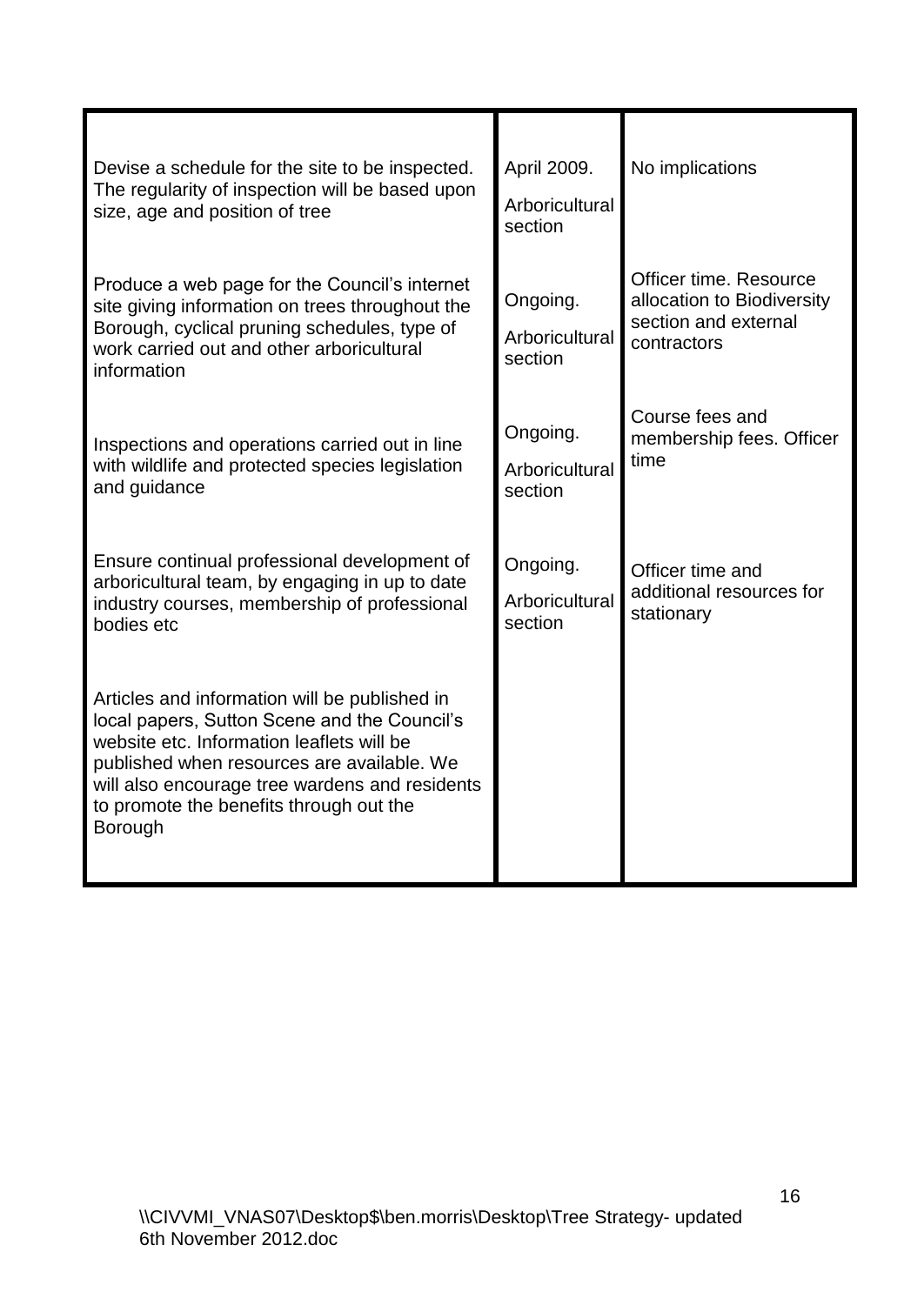| | | |
|---|---|---|
| Devise a schedule for the site to be inspected. The regularity of inspection will be based upon size, age and position of tree | April 2009. Arboricultural section | No implications |
| Produce a web page for the Council's internet site giving information on trees throughout the Borough, cyclical pruning schedules, type of work carried out and other arboricultural information | Ongoing. Arboricultural section | Officer time. Resource allocation to Biodiversity section and external contractors |
| Inspections and operations carried out in line with wildlife and protected species legislation and guidance | Ongoing. Arboricultural section | Course fees and membership fees. Officer time |
| Ensure continual professional development of arboricultural team, by engaging in up to date industry courses, membership of professional bodies etc | Ongoing. Arboricultural section | Officer time and additional resources for stationary |
| Articles and information will be published in local papers, Sutton Scene and the Council's website etc. Information leaflets will be published when resources are available. We will also encourage tree wardens and residents to promote the benefits through out the Borough | | |

\\CIVVMI_VNAS07\Desktop$\ben.morris\Desktop\Tree Strategy- updated 6th November 2012.doc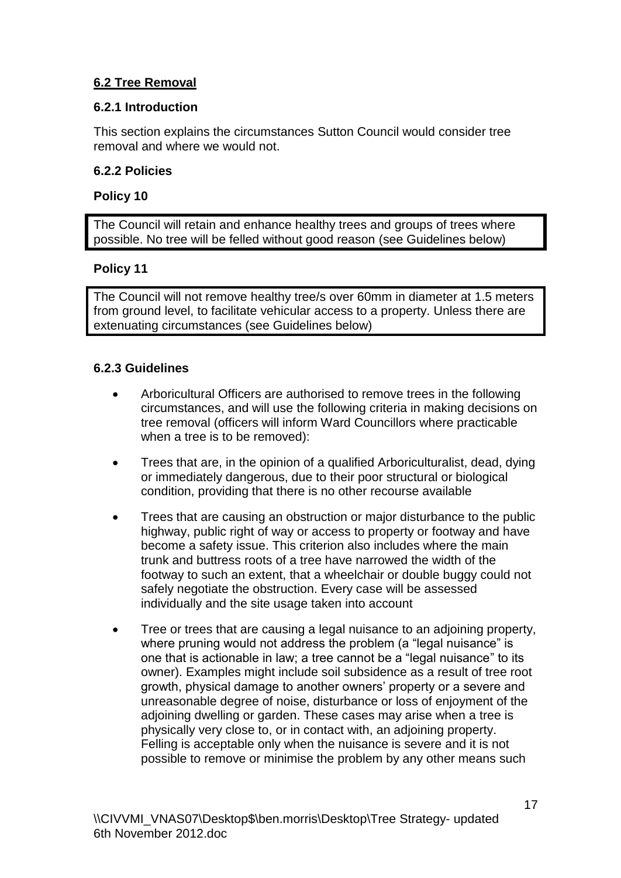## 6.2 Tree Removal

### 6.2.1 Introduction

This section explains the circumstances Sutton Council would consider tree removal and where we would not.

### 6.2.2 Policies

**Policy 10**

> The Council will retain and enhance healthy trees and groups of trees where possible. No tree will be felled without good reason (see Guidelines below)

**Policy 11**

> The Council will not remove healthy tree/s over 60mm in diameter at 1.5 meters from ground level, to facilitate vehicular access to a property. Unless there are extenuating circumstances (see Guidelines below)

### 6.2.3 Guidelines

- Arboricultural Officers are authorised to remove trees in the following circumstances, and will use the following criteria in making decisions on tree removal (officers will inform Ward Councillors where practicable when a tree is to be removed):
- Trees that are, in the opinion of a qualified Arboriculturalist, dead, dying or immediately dangerous, due to their poor structural or biological condition, providing that there is no other recourse available
- Trees that are causing an obstruction or major disturbance to the public highway, public right of way or access to property or footway and have become a safety issue. This criterion also includes where the main trunk and buttress roots of a tree have narrowed the width of the footway to such an extent, that a wheelchair or double buggy could not safely negotiate the obstruction. Every case will be assessed individually and the site usage taken into account
- Tree or trees that are causing a legal nuisance to an adjoining property, where pruning would not address the problem (a "legal nuisance" is one that is actionable in law; a tree cannot be a "legal nuisance" to its owner). Examples might include soil subsidence as a result of tree root growth, physical damage to another owners' property or a severe and unreasonable degree of noise, disturbance or loss of enjoyment of the adjoining dwelling or garden. These cases may arise when a tree is physically very close to, or in contact with, an adjoining property. Felling is acceptable only when the nuisance is severe and it is not possible to remove or minimise the problem by any other means such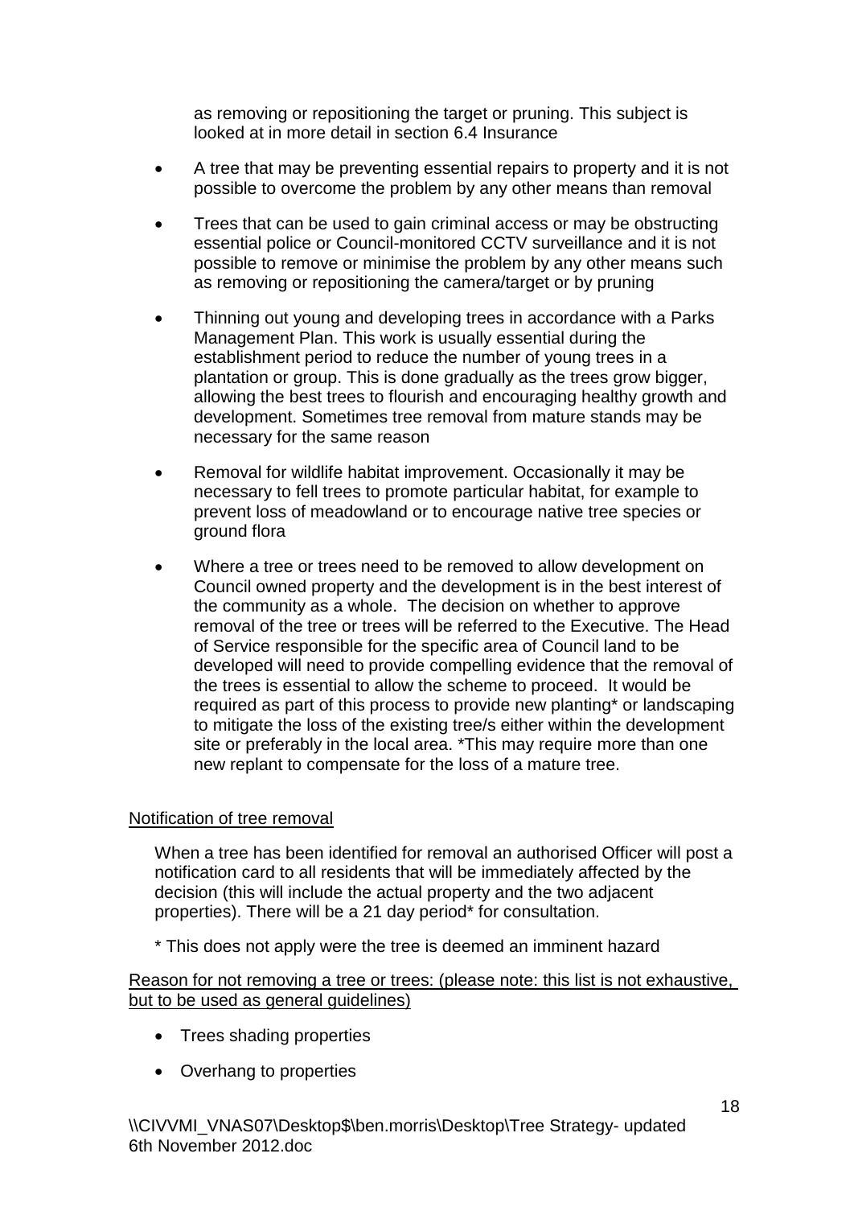as removing or repositioning the target or pruning. This subject is looked at in more detail in section 6.4 Insurance

- A tree that may be preventing essential repairs to property and it is not possible to overcome the problem by any other means than removal
- Trees that can be used to gain criminal access or may be obstructing essential police or Council-monitored CCTV surveillance and it is not possible to remove or minimise the problem by any other means such as removing or repositioning the camera/target or by pruning
- Thinning out young and developing trees in accordance with a Parks Management Plan. This work is usually essential during the establishment period to reduce the number of young trees in a plantation or group. This is done gradually as the trees grow bigger, allowing the best trees to flourish and encouraging healthy growth and development. Sometimes tree removal from mature stands may be necessary for the same reason
- Removal for wildlife habitat improvement. Occasionally it may be necessary to fell trees to promote particular habitat, for example to prevent loss of meadowland or to encourage native tree species or ground flora
- Where a tree or trees need to be removed to allow development on Council owned property and the development is in the best interest of the community as a whole. The decision on whether to approve removal of the tree or trees will be referred to the Executive. The Head of Service responsible for the specific area of Council land to be developed will need to provide compelling evidence that the removal of the trees is essential to allow the scheme to proceed. It would be required as part of this process to provide new planting* or landscaping to mitigate the loss of the existing tree/s either within the development site or preferably in the local area. *This may require more than one new replant to compensate for the loss of a mature tree.

Notification of tree removal

When a tree has been identified for removal an authorised Officer will post a notification card to all residents that will be immediately affected by the decision (this will include the actual property and the two adjacent properties). There will be a 21 day period* for consultation.

* This does not apply were the tree is deemed an imminent hazard

Reason for not removing a tree or trees: (please note: this list is not exhaustive, but to be used as general guidelines)

- Trees shading properties
- Overhang to properties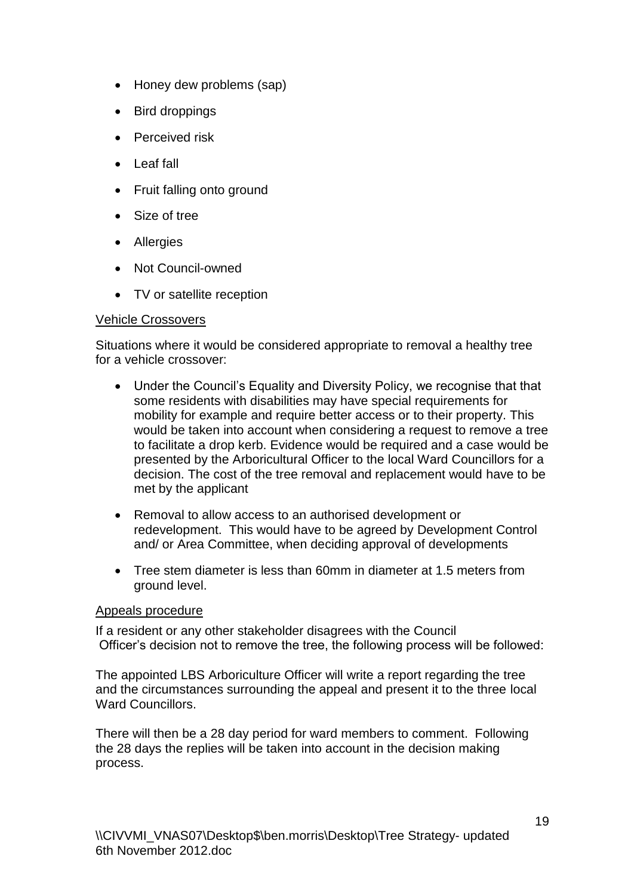- Honey dew problems (sap)
- Bird droppings
- Perceived risk
- Leaf fall
- Fruit falling onto ground
- Size of tree
- Allergies
- Not Council-owned
- TV or satellite reception

<u>Vehicle Crossovers</u>

Situations where it would be considered appropriate to removal a healthy tree for a vehicle crossover:

- Under the Council's Equality and Diversity Policy, we recognise that that some residents with disabilities may have special requirements for mobility for example and require better access or to their property. This would be taken into account when considering a request to remove a tree to facilitate a drop kerb. Evidence would be required and a case would be presented by the Arboricultural Officer to the local Ward Councillors for a decision. The cost of the tree removal and replacement would have to be met by the applicant
- Removal to allow access to an authorised development or redevelopment. This would have to be agreed by Development Control and/ or Area Committee, when deciding approval of developments
- Tree stem diameter is less than 60mm in diameter at 1.5 meters from ground level.

<u>Appeals procedure</u>

If a resident or any other stakeholder disagrees with the Council Officer's decision not to remove the tree, the following process will be followed:

The appointed LBS Arboriculture Officer will write a report regarding the tree and the circumstances surrounding the appeal and present it to the three local Ward Councillors.

There will then be a 28 day period for ward members to comment. Following the 28 days the replies will be taken into account in the decision making process.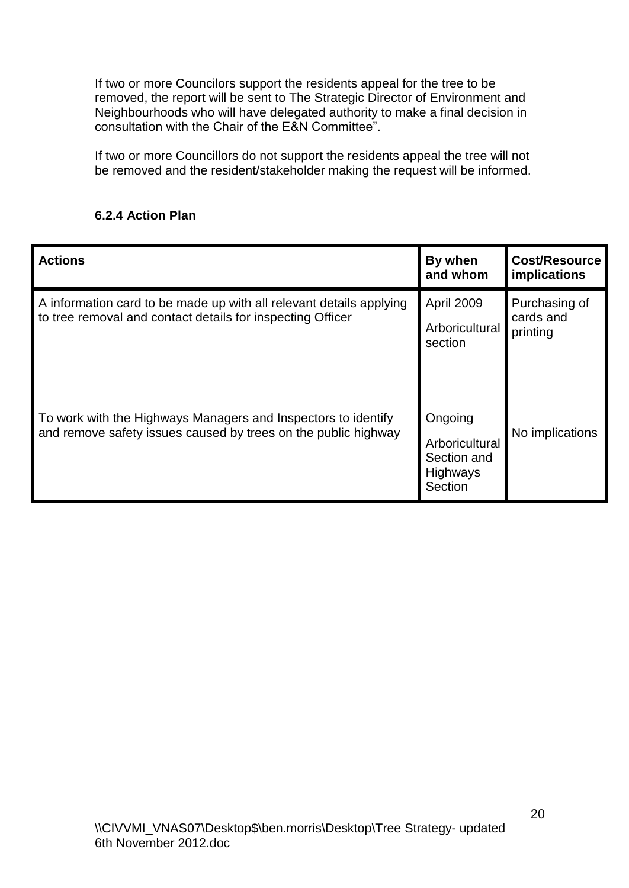If two or more Councilors support the residents appeal for the tree to be removed, the report will be sent to The Strategic Director of Environment and Neighbourhoods who will have delegated authority to make a final decision in consultation with the Chair of the E&N Committee".

If two or more Councillors do not support the residents appeal the tree will not be removed and the resident/stakeholder making the request will be informed.

**6.2.4 Action Plan**

| Actions | By when and whom | Cost/Resource implications |
|---|---|---|
| A information card to be made up with all relevant details applying to tree removal and contact details for inspecting Officer | April 2009<br>Arboricultural section | Purchasing of cards and printing |
| To work with the Highways Managers and Inspectors to identify and remove safety issues caused by trees on the public highway | Ongoing<br>Arboricultural Section and Highways Section | No implications |

\\CIVVMI_VNAS07\Desktop$\ben.morris\Desktop\Tree Strategy- updated 6th November 2012.doc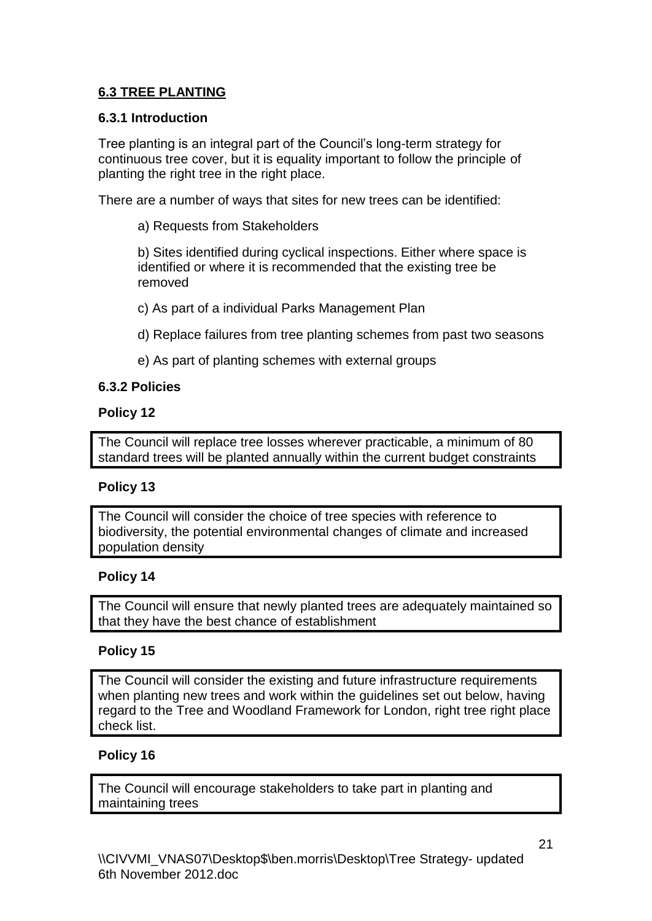## 6.3 TREE PLANTING

### 6.3.1 Introduction

Tree planting is an integral part of the Council's long-term strategy for continuous tree cover, but it is equality important to follow the principle of planting the right tree in the right place.

There are a number of ways that sites for new trees can be identified:

a) Requests from Stakeholders

b) Sites identified during cyclical inspections. Either where space is identified or where it is recommended that the existing tree be removed

c) As part of a individual Parks Management Plan

d) Replace failures from tree planting schemes from past two seasons

e) As part of planting schemes with external groups

### 6.3.2 Policies

**Policy 12**

The Council will replace tree losses wherever practicable, a minimum of 80 standard trees will be planted annually within the current budget constraints

**Policy 13**

The Council will consider the choice of tree species with reference to biodiversity, the potential environmental changes of climate and increased population density

**Policy 14**

The Council will ensure that newly planted trees are adequately maintained so that they have the best chance of establishment

**Policy 15**

The Council will consider the existing and future infrastructure requirements when planting new trees and work within the guidelines set out below, having regard to the Tree and Woodland Framework for London, right tree right place check list.

**Policy 16**

The Council will encourage stakeholders to take part in planting and maintaining trees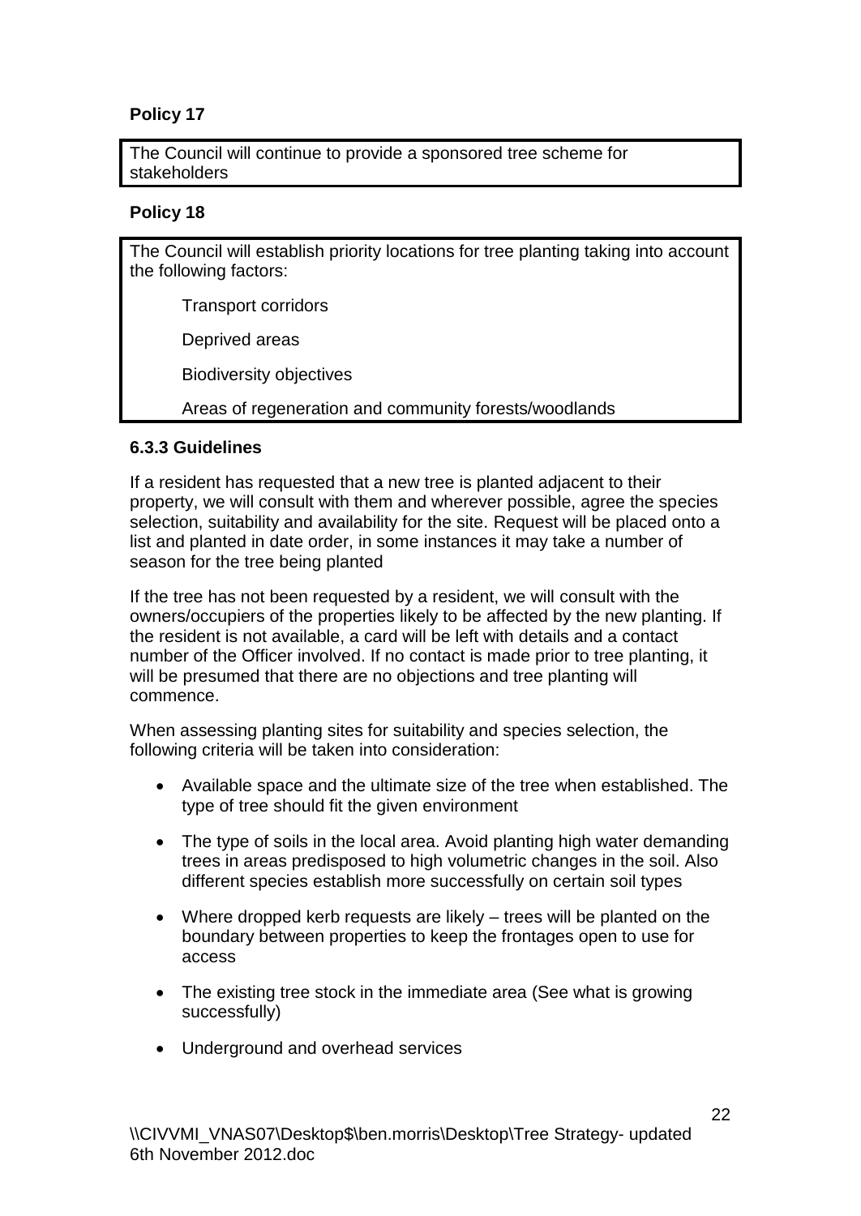**Policy 17**

The Council will continue to provide a sponsored tree scheme for stakeholders

**Policy 18**

The Council will establish priority locations for tree planting taking into account the following factors:

Transport corridors

Deprived areas

Biodiversity objectives

Areas of regeneration and community forests/woodlands

**6.3.3 Guidelines**

If a resident has requested that a new tree is planted adjacent to their property, we will consult with them and wherever possible, agree the species selection, suitability and availability for the site. Request will be placed onto a list and planted in date order, in some instances it may take a number of season for the tree being planted

If the tree has not been requested by a resident, we will consult with the owners/occupiers of the properties likely to be affected by the new planting. If the resident is not available, a card will be left with details and a contact number of the Officer involved. If no contact is made prior to tree planting, it will be presumed that there are no objections and tree planting will commence.

When assessing planting sites for suitability and species selection, the following criteria will be taken into consideration:

- Available space and the ultimate size of the tree when established. The type of tree should fit the given environment
- The type of soils in the local area. Avoid planting high water demanding trees in areas predisposed to high volumetric changes in the soil. Also different species establish more successfully on certain soil types
- Where dropped kerb requests are likely – trees will be planted on the boundary between properties to keep the frontages open to use for access
- The existing tree stock in the immediate area (See what is growing successfully)
- Underground and overhead services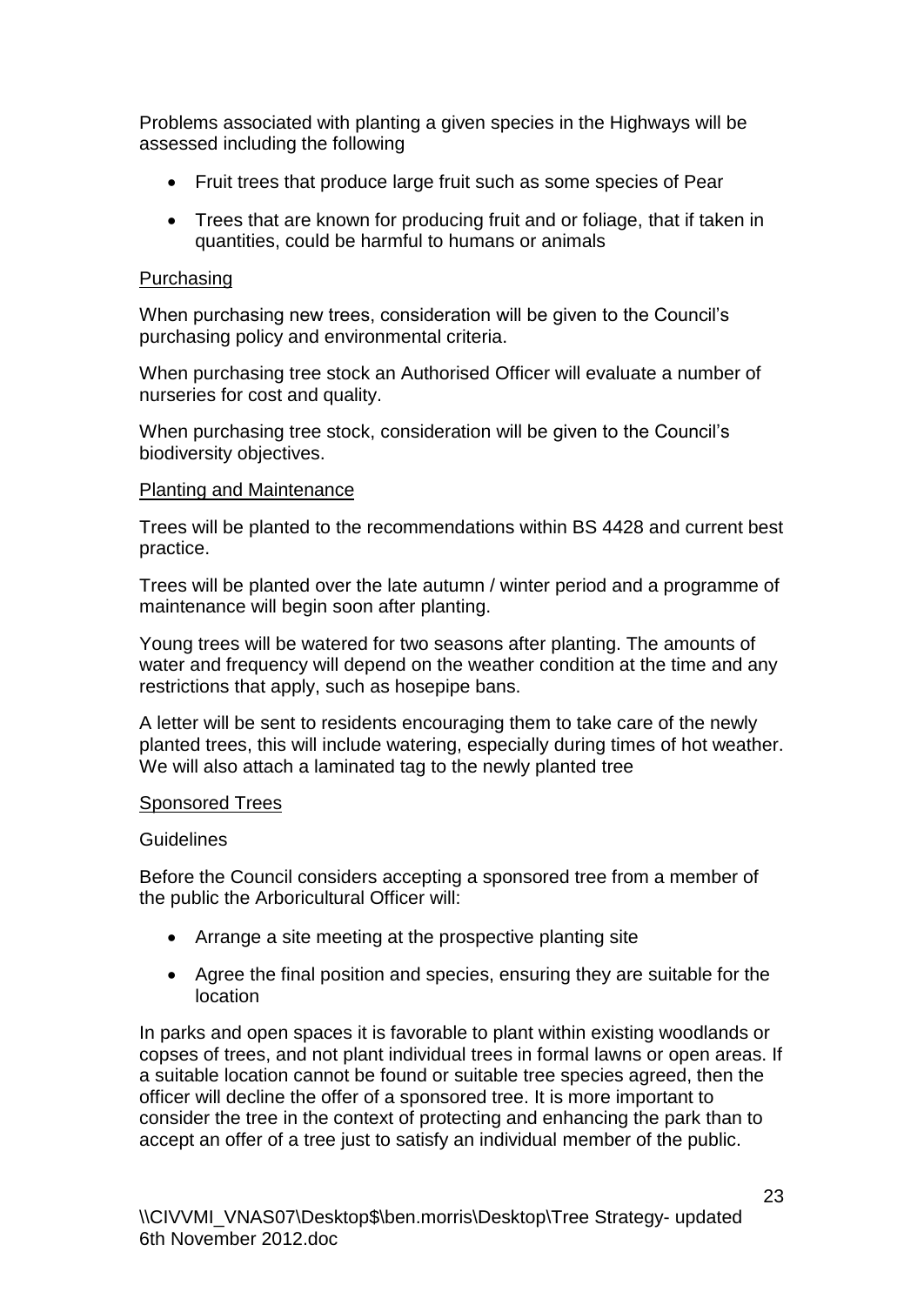Problems associated with planting a given species in the Highways will be assessed including the following

- Fruit trees that produce large fruit such as some species of Pear
- Trees that are known for producing fruit and or foliage, that if taken in quantities, could be harmful to humans or animals

<u>Purchasing</u>

When purchasing new trees, consideration will be given to the Council's purchasing policy and environmental criteria.

When purchasing tree stock an Authorised Officer will evaluate a number of nurseries for cost and quality.

When purchasing tree stock, consideration will be given to the Council's biodiversity objectives.

<u>Planting and Maintenance</u>

Trees will be planted to the recommendations within BS 4428 and current best practice.

Trees will be planted over the late autumn / winter period and a programme of maintenance will begin soon after planting.

Young trees will be watered for two seasons after planting. The amounts of water and frequency will depend on the weather condition at the time and any restrictions that apply, such as hosepipe bans.

A letter will be sent to residents encouraging them to take care of the newly planted trees, this will include watering, especially during times of hot weather. We will also attach a laminated tag to the newly planted tree

<u>Sponsored Trees</u>

Guidelines

Before the Council considers accepting a sponsored tree from a member of the public the Arboricultural Officer will:

- Arrange a site meeting at the prospective planting site
- Agree the final position and species, ensuring they are suitable for the location

In parks and open spaces it is favorable to plant within existing woodlands or copses of trees, and not plant individual trees in formal lawns or open areas. If a suitable location cannot be found or suitable tree species agreed, then the officer will decline the offer of a sponsored tree. It is more important to consider the tree in the context of protecting and enhancing the park than to accept an offer of a tree just to satisfy an individual member of the public.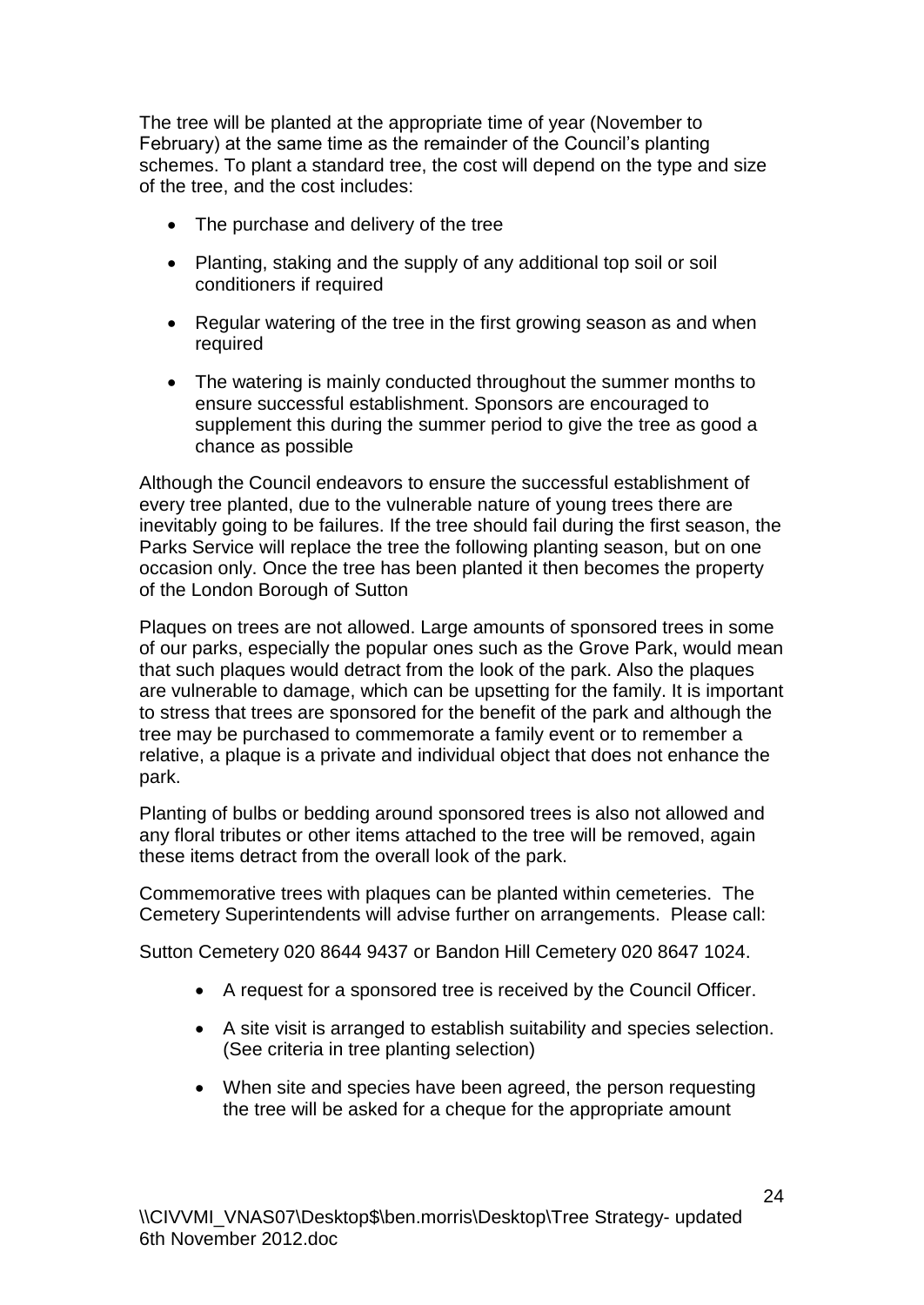The tree will be planted at the appropriate time of year (November to February) at the same time as the remainder of the Council's planting schemes. To plant a standard tree, the cost will depend on the type and size of the tree, and the cost includes:

- The purchase and delivery of the tree
- Planting, staking and the supply of any additional top soil or soil conditioners if required
- Regular watering of the tree in the first growing season as and when required
- The watering is mainly conducted throughout the summer months to ensure successful establishment. Sponsors are encouraged to supplement this during the summer period to give the tree as good a chance as possible

Although the Council endeavors to ensure the successful establishment of every tree planted, due to the vulnerable nature of young trees there are inevitably going to be failures. If the tree should fail during the first season, the Parks Service will replace the tree the following planting season, but on one occasion only. Once the tree has been planted it then becomes the property of the London Borough of Sutton

Plaques on trees are not allowed. Large amounts of sponsored trees in some of our parks, especially the popular ones such as the Grove Park, would mean that such plaques would detract from the look of the park. Also the plaques are vulnerable to damage, which can be upsetting for the family. It is important to stress that trees are sponsored for the benefit of the park and although the tree may be purchased to commemorate a family event or to remember a relative, a plaque is a private and individual object that does not enhance the park.

Planting of bulbs or bedding around sponsored trees is also not allowed and any floral tributes or other items attached to the tree will be removed, again these items detract from the overall look of the park.

Commemorative trees with plaques can be planted within cemeteries. The Cemetery Superintendents will advise further on arrangements. Please call:

Sutton Cemetery 020 8644 9437 or Bandon Hill Cemetery 020 8647 1024.

- A request for a sponsored tree is received by the Council Officer.
- A site visit is arranged to establish suitability and species selection. (See criteria in tree planting selection)
- When site and species have been agreed, the person requesting the tree will be asked for a cheque for the appropriate amount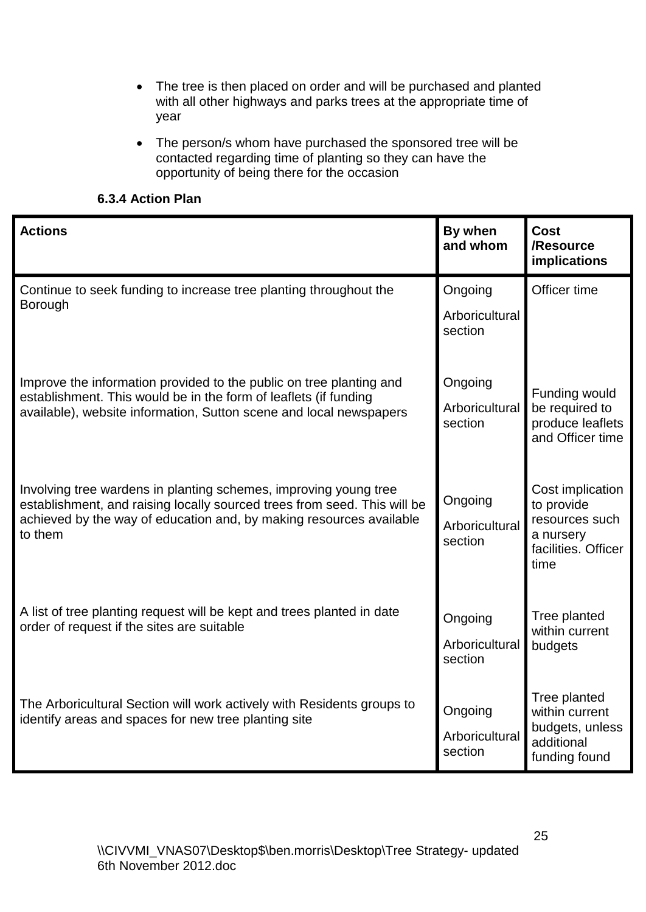- The tree is then placed on order and will be purchased and planted with all other highways and parks trees at the appropriate time of year

- The person/s whom have purchased the sponsored tree will be contacted regarding time of planting so they can have the opportunity of being there for the occasion

**6.3.4 Action Plan**

| **Actions** | **By when and whom** | **Cost /Resource implications** |
|---|---|---|
| Continue to seek funding to increase tree planting throughout the Borough | Ongoing<br>Arboricultural section | Officer time |
| Improve the information provided to the public on tree planting and establishment. This would be in the form of leaflets (if funding available), website information, Sutton scene and local newspapers | Ongoing<br>Arboricultural section | Funding would be required to produce leaflets and Officer time |
| Involving tree wardens in planting schemes, improving young tree establishment, and raising locally sourced trees from seed. This will be achieved by the way of education and, by making resources available to them | Ongoing<br>Arboricultural section | Cost implication to provide resources such a nursery facilities. Officer time |
| A list of tree planting request will be kept and trees planted in date order of request if the sites are suitable | Ongoing<br>Arboricultural section | Tree planted within current budgets |
| The Arboricultural Section will work actively with Residents groups to identify areas and spaces for new tree planting site | Ongoing<br>Arboricultural section | Tree planted within current budgets, unless additional funding found |

\\CIVVMI_VNAS07\Desktop$\ben.morris\Desktop\Tree Strategy- updated 6th November 2012.doc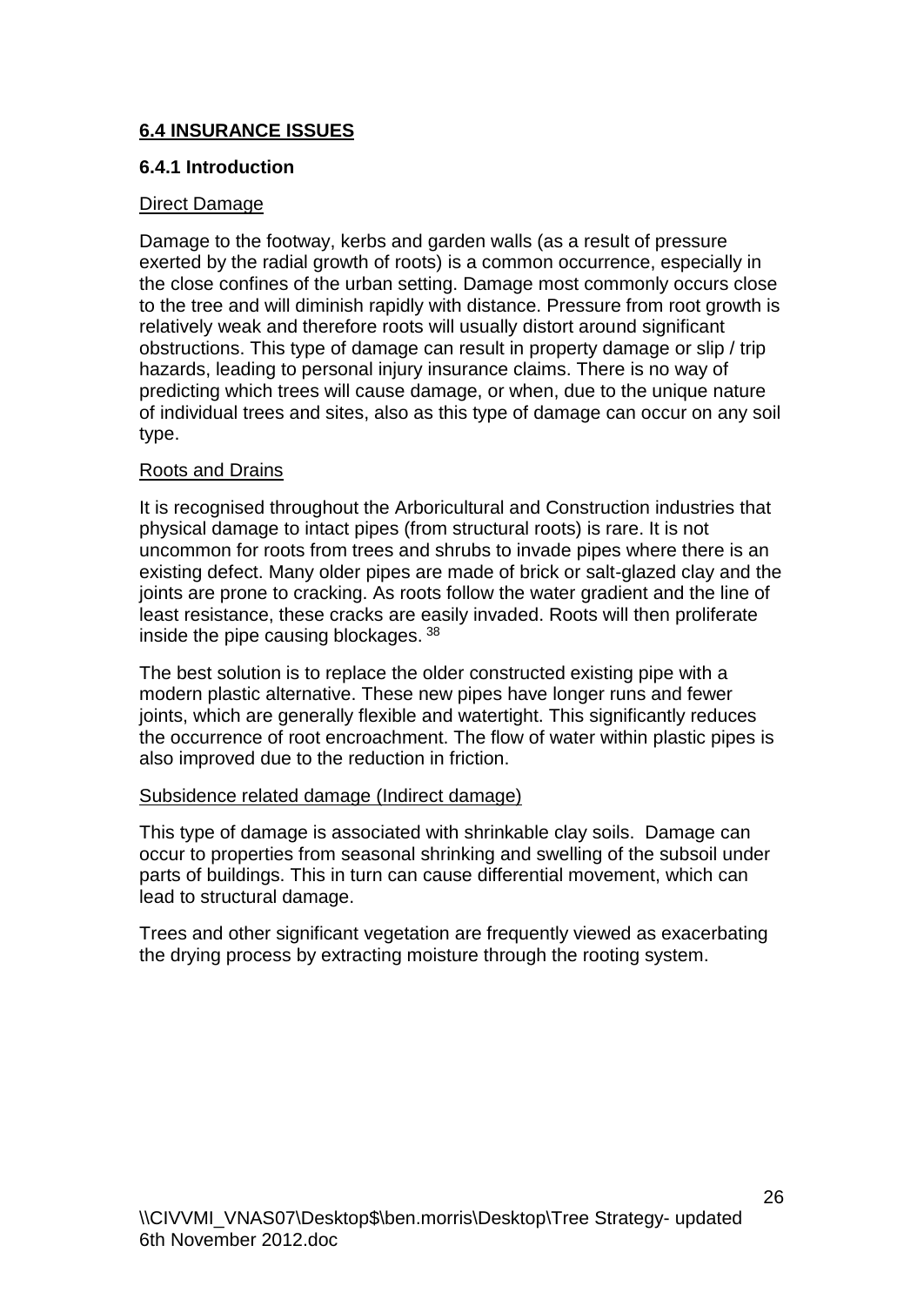## 6.4 INSURANCE ISSUES

### 6.4.1 Introduction

Direct Damage

Damage to the footway, kerbs and garden walls (as a result of pressure exerted by the radial growth of roots) is a common occurrence, especially in the close confines of the urban setting. Damage most commonly occurs close to the tree and will diminish rapidly with distance. Pressure from root growth is relatively weak and therefore roots will usually distort around significant obstructions. This type of damage can result in property damage or slip / trip hazards, leading to personal injury insurance claims. There is no way of predicting which trees will cause damage, or when, due to the unique nature of individual trees and sites, also as this type of damage can occur on any soil type.

Roots and Drains

It is recognised throughout the Arboricultural and Construction industries that physical damage to intact pipes (from structural roots) is rare. It is not uncommon for roots from trees and shrubs to invade pipes where there is an existing defect. Many older pipes are made of brick or salt-glazed clay and the joints are prone to cracking. As roots follow the water gradient and the line of least resistance, these cracks are easily invaded. Roots will then proliferate inside the pipe causing blockages. [38]

The best solution is to replace the older constructed existing pipe with a modern plastic alternative. These new pipes have longer runs and fewer joints, which are generally flexible and watertight. This significantly reduces the occurrence of root encroachment. The flow of water within plastic pipes is also improved due to the reduction in friction.

Subsidence related damage (Indirect damage)

This type of damage is associated with shrinkable clay soils. Damage can occur to properties from seasonal shrinking and swelling of the subsoil under parts of buildings. This in turn can cause differential movement, which can lead to structural damage.

Trees and other significant vegetation are frequently viewed as exacerbating the drying process by extracting moisture through the rooting system.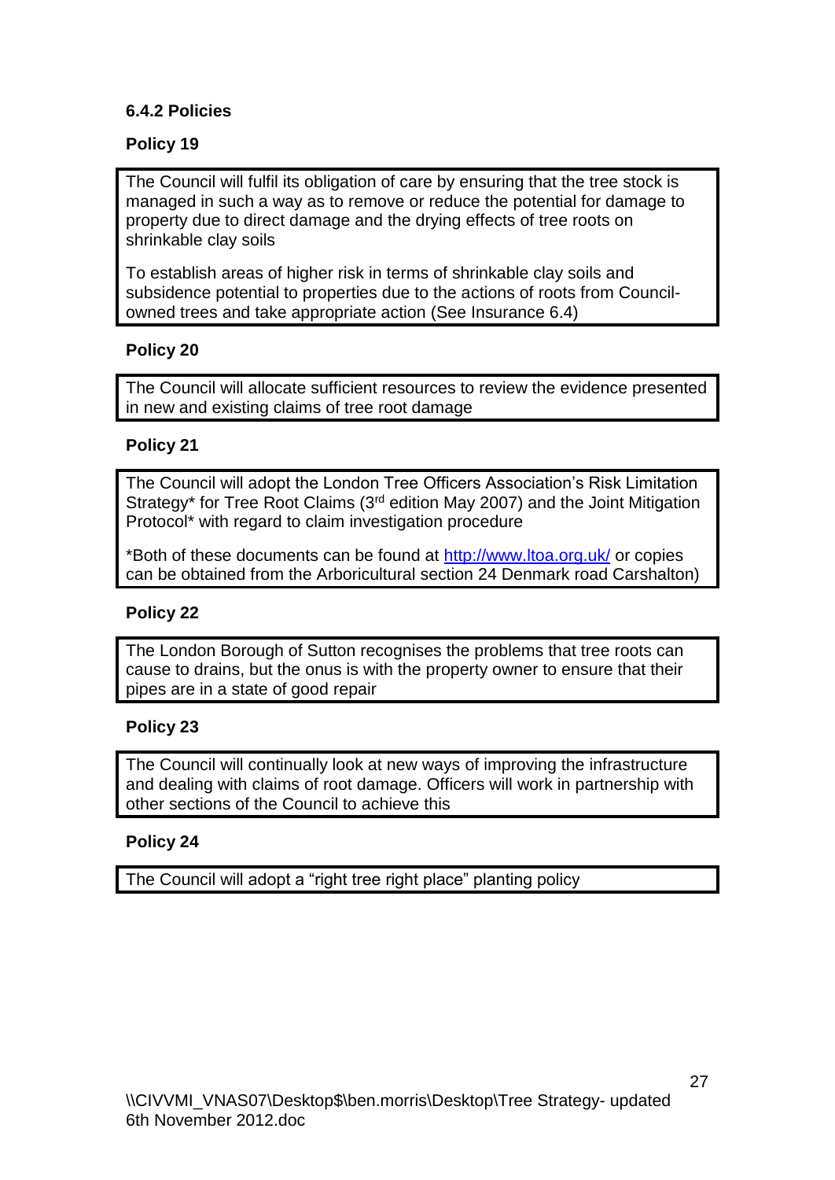### 6.4.2 Policies

**Policy 19**

The Council will fulfil its obligation of care by ensuring that the tree stock is managed in such a way as to remove or reduce the potential for damage to property due to direct damage and the drying effects of tree roots on shrinkable clay soils

To establish areas of higher risk in terms of shrinkable clay soils and subsidence potential to properties due to the actions of roots from Council-owned trees and take appropriate action (See Insurance 6.4)

**Policy 20**

The Council will allocate sufficient resources to review the evidence presented in new and existing claims of tree root damage

**Policy 21**

The Council will adopt the London Tree Officers Association's Risk Limitation Strategy* for Tree Root Claims (3rd edition May 2007) and the Joint Mitigation Protocol* with regard to claim investigation procedure

*Both of these documents can be found at [http://www.ltoa.org.uk/](http://www.ltoa.org.uk/) or copies can be obtained from the Arboricultural section 24 Denmark road Carshalton)

**Policy 22**

The London Borough of Sutton recognises the problems that tree roots can cause to drains, but the onus is with the property owner to ensure that their pipes are in a state of good repair

**Policy 23**

The Council will continually look at new ways of improving the infrastructure and dealing with claims of root damage. Officers will work in partnership with other sections of the Council to achieve this

**Policy 24**

The Council will adopt a "right tree right place" planting policy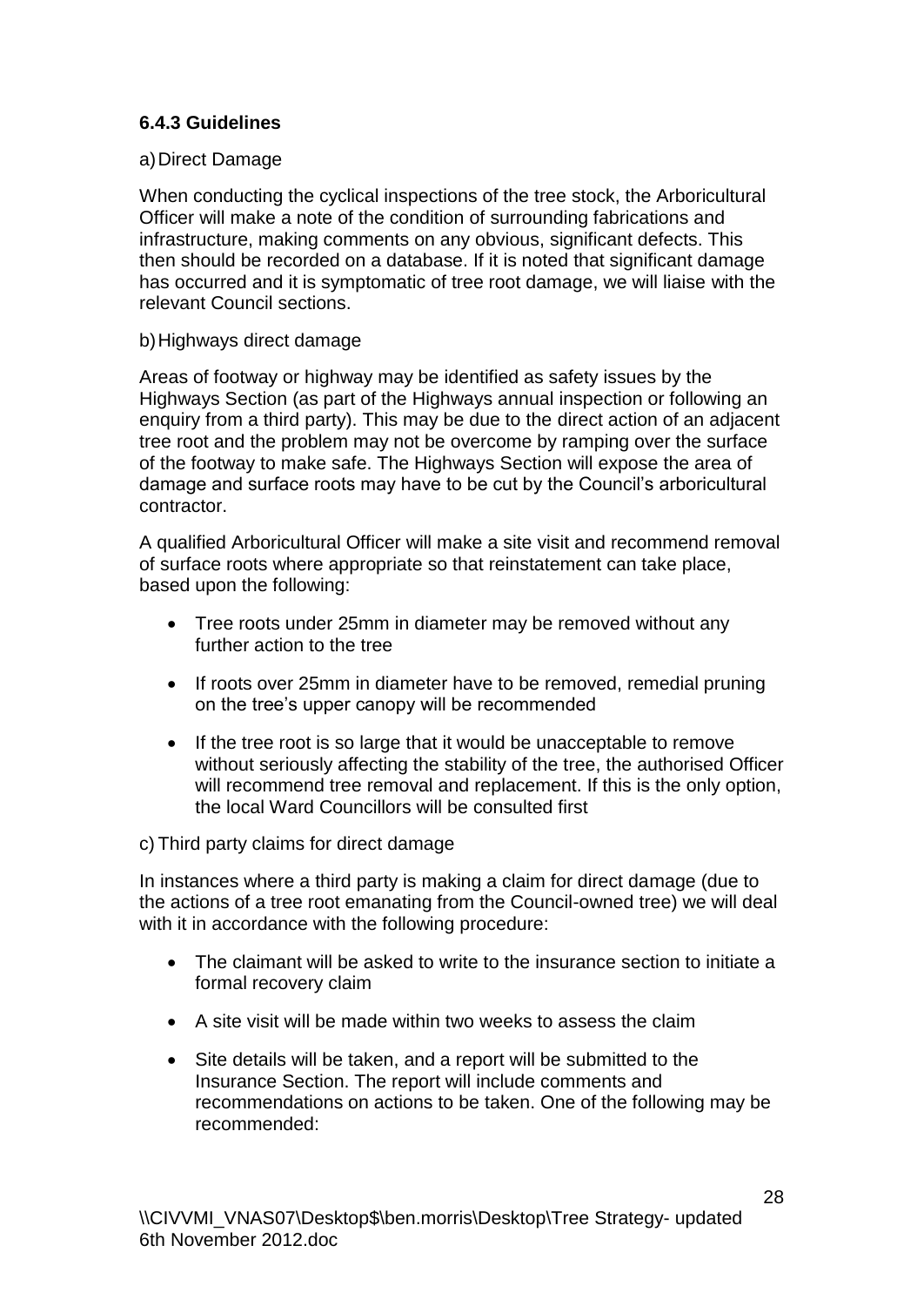### 6.4.3 Guidelines

a) Direct Damage

When conducting the cyclical inspections of the tree stock, the Arboricultural Officer will make a note of the condition of surrounding fabrications and infrastructure, making comments on any obvious, significant defects. This then should be recorded on a database. If it is noted that significant damage has occurred and it is symptomatic of tree root damage, we will liaise with the relevant Council sections.

b) Highways direct damage

Areas of footway or highway may be identified as safety issues by the Highways Section (as part of the Highways annual inspection or following an enquiry from a third party). This may be due to the direct action of an adjacent tree root and the problem may not be overcome by ramping over the surface of the footway to make safe. The Highways Section will expose the area of damage and surface roots may have to be cut by the Council's arboricultural contractor.

A qualified Arboricultural Officer will make a site visit and recommend removal of surface roots where appropriate so that reinstatement can take place, based upon the following:

- Tree roots under 25mm in diameter may be removed without any further action to the tree
- If roots over 25mm in diameter have to be removed, remedial pruning on the tree's upper canopy will be recommended
- If the tree root is so large that it would be unacceptable to remove without seriously affecting the stability of the tree, the authorised Officer will recommend tree removal and replacement. If this is the only option, the local Ward Councillors will be consulted first

c) Third party claims for direct damage

In instances where a third party is making a claim for direct damage (due to the actions of a tree root emanating from the Council-owned tree) we will deal with it in accordance with the following procedure:

- The claimant will be asked to write to the insurance section to initiate a formal recovery claim
- A site visit will be made within two weeks to assess the claim
- Site details will be taken, and a report will be submitted to the Insurance Section. The report will include comments and recommendations on actions to be taken. One of the following may be recommended: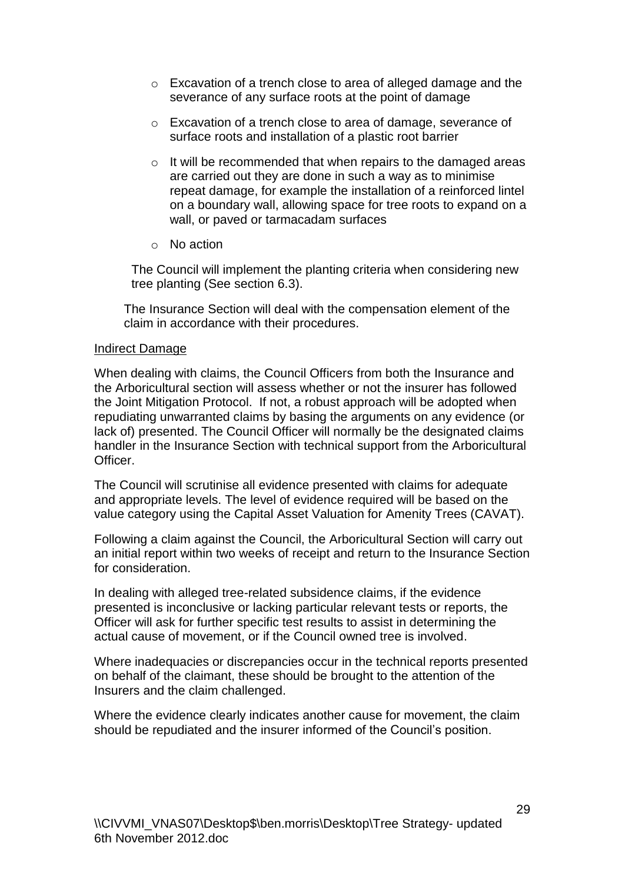- Excavation of a trench close to area of alleged damage and the severance of any surface roots at the point of damage
- Excavation of a trench close to area of damage, severance of surface roots and installation of a plastic root barrier
- It will be recommended that when repairs to the damaged areas are carried out they are done in such a way as to minimise repeat damage, for example the installation of a reinforced lintel on a boundary wall, allowing space for tree roots to expand on a wall, or paved or tarmacadam surfaces
- No action

The Council will implement the planting criteria when considering new tree planting (See section 6.3).

The Insurance Section will deal with the compensation element of the claim in accordance with their procedures.

<u>Indirect Damage</u>

When dealing with claims, the Council Officers from both the Insurance and the Arboricultural section will assess whether or not the insurer has followed the Joint Mitigation Protocol. If not, a robust approach will be adopted when repudiating unwarranted claims by basing the arguments on any evidence (or lack of) presented. The Council Officer will normally be the designated claims handler in the Insurance Section with technical support from the Arboricultural Officer.

The Council will scrutinise all evidence presented with claims for adequate and appropriate levels. The level of evidence required will be based on the value category using the Capital Asset Valuation for Amenity Trees (CAVAT).

Following a claim against the Council, the Arboricultural Section will carry out an initial report within two weeks of receipt and return to the Insurance Section for consideration.

In dealing with alleged tree-related subsidence claims, if the evidence presented is inconclusive or lacking particular relevant tests or reports, the Officer will ask for further specific test results to assist in determining the actual cause of movement, or if the Council owned tree is involved.

Where inadequacies or discrepancies occur in the technical reports presented on behalf of the claimant, these should be brought to the attention of the Insurers and the claim challenged.

Where the evidence clearly indicates another cause for movement, the claim should be repudiated and the insurer informed of the Council's position.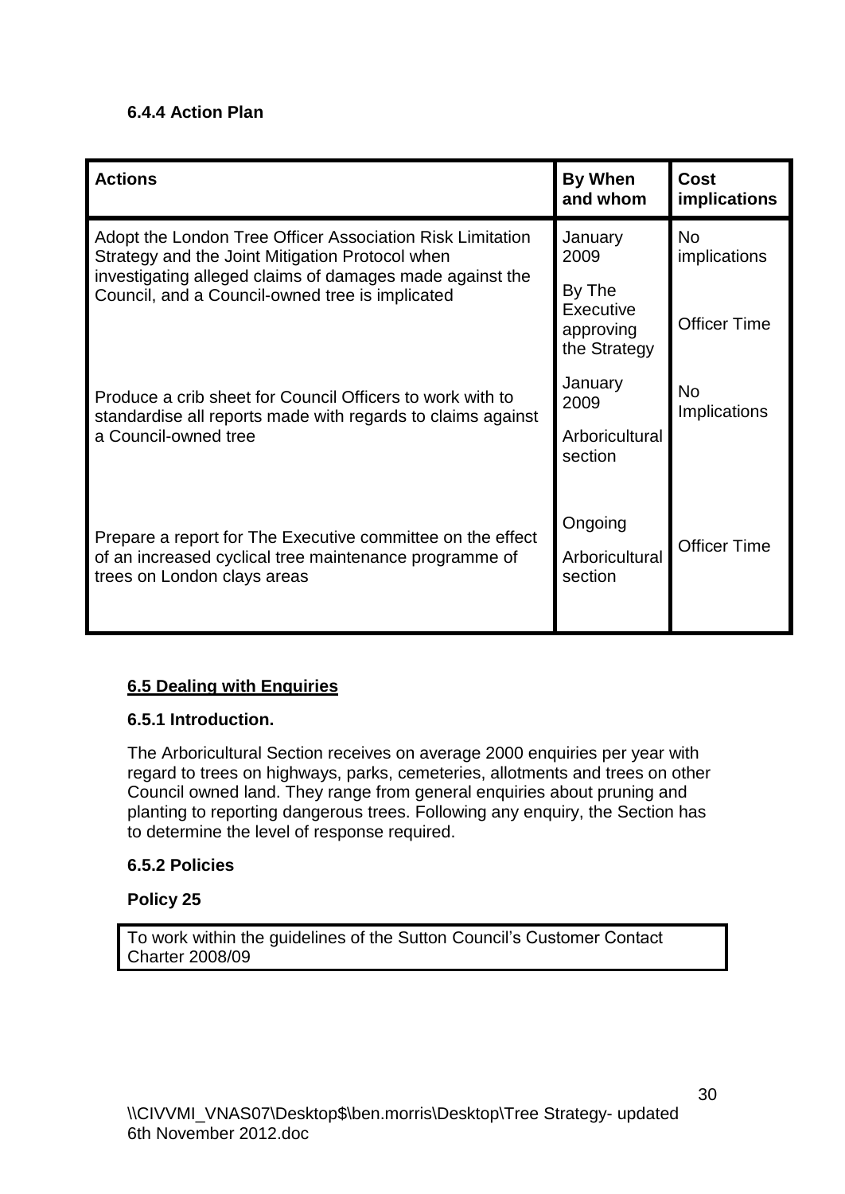#### 6.4.4 Action Plan

| Actions | By When and whom | Cost implications |
|---|---|---|
| Adopt the London Tree Officer Association Risk Limitation Strategy and the Joint Mitigation Protocol when investigating alleged claims of damages made against the Council, and a Council-owned tree is implicated | January 2009<br><br>By The Executive approving the Strategy | No implications<br><br>Officer Time |
| Produce a crib sheet for Council Officers to work with to standardise all reports made with regards to claims against a Council-owned tree | January 2009<br><br>Arboricultural section | No Implications |
| Prepare a report for The Executive committee on the effect of an increased cyclical tree maintenance programme of trees on London clays areas | Ongoing<br><br>Arboricultural section | Officer Time |

## 6.5 Dealing with Enquiries

### 6.5.1 Introduction.

The Arboricultural Section receives on average 2000 enquiries per year with regard to trees on highways, parks, cemeteries, allotments and trees on other Council owned land. They range from general enquiries about pruning and planting to reporting dangerous trees. Following any enquiry, the Section has to determine the level of response required.

### 6.5.2 Policies

**Policy 25**

To work within the guidelines of the Sutton Council's Customer Contact Charter 2008/09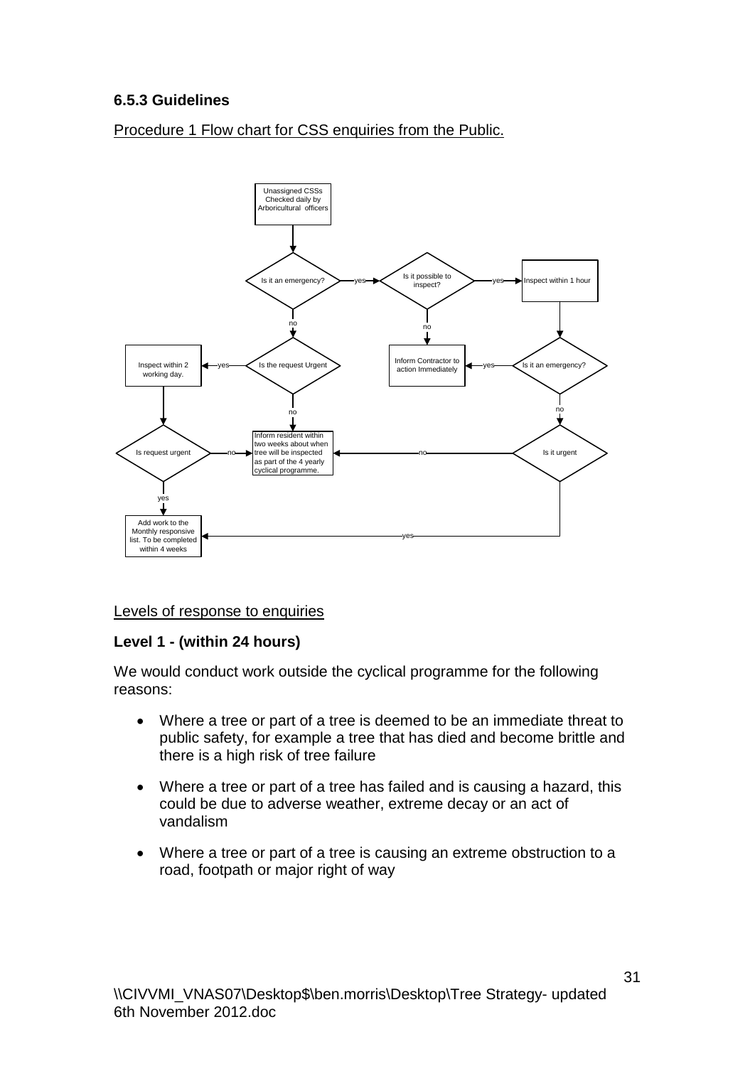### 6.5.3 Guidelines

Procedure 1 Flow chart for CSS enquiries from the Public.

Unassigned CSSs Checked daily by Arboricultural officers

Is it an emergency?

yes

Is it possible to inspect?

yes

Inspect within 1 hour

no

no

Inspect within 2 working day.

yes

Is the request Urgent

Inform Contractor to action Immediately

yes

Is it an emergency?

no

no

Is request urgent

no

Inform resident within two weeks about when tree will be inspected as part of the 4 yearly cyclical programme.

no

Is it urgent

yes

Add work to the Monthly responsive list. To be completed within 4 weeks

yes

Levels of response to enquiries

**Level 1 - (within 24 hours)**

We would conduct work outside the cyclical programme for the following reasons:

- Where a tree or part of a tree is deemed to be an immediate threat to public safety, for example a tree that has died and become brittle and there is a high risk of tree failure
- Where a tree or part of a tree has failed and is causing a hazard, this could be due to adverse weather, extreme decay or an act of vandalism
- Where a tree or part of a tree is causing an extreme obstruction to a road, footpath or major right of way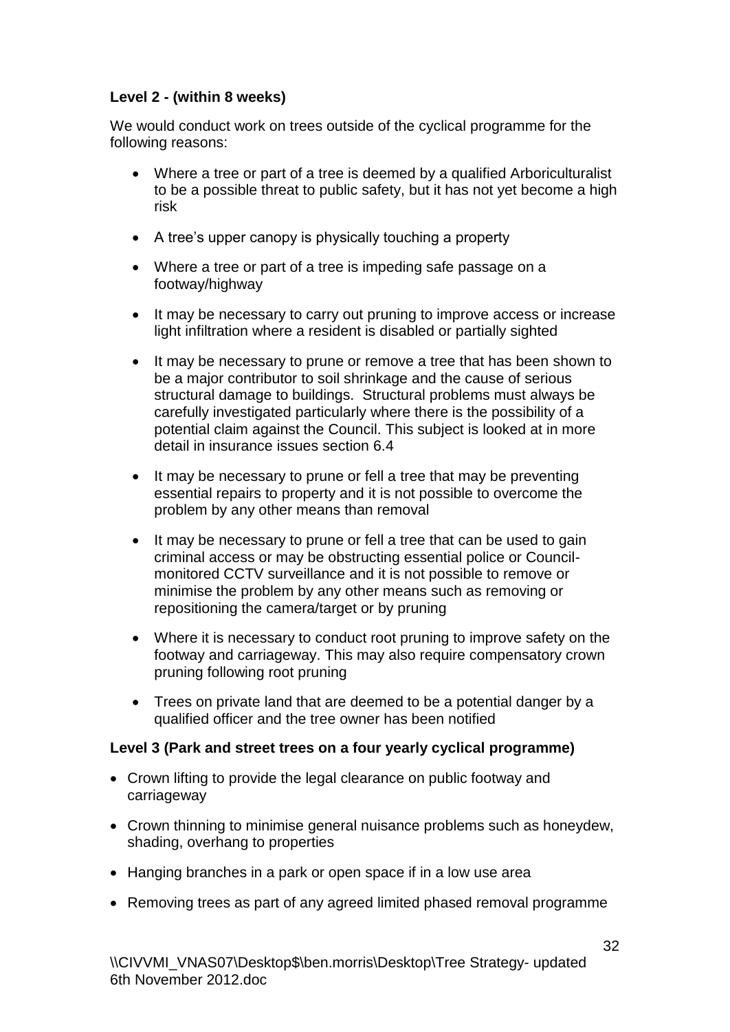**Level 2 - (within 8 weeks)**

We would conduct work on trees outside of the cyclical programme for the following reasons:

- Where a tree or part of a tree is deemed by a qualified Arboriculturalist to be a possible threat to public safety, but it has not yet become a high risk
- A tree's upper canopy is physically touching a property
- Where a tree or part of a tree is impeding safe passage on a footway/highway
- It may be necessary to carry out pruning to improve access or increase light infiltration where a resident is disabled or partially sighted
- It may be necessary to prune or remove a tree that has been shown to be a major contributor to soil shrinkage and the cause of serious structural damage to buildings. Structural problems must always be carefully investigated particularly where there is the possibility of a potential claim against the Council. This subject is looked at in more detail in insurance issues section 6.4
- It may be necessary to prune or fell a tree that may be preventing essential repairs to property and it is not possible to overcome the problem by any other means than removal
- It may be necessary to prune or fell a tree that can be used to gain criminal access or may be obstructing essential police or Council-monitored CCTV surveillance and it is not possible to remove or minimise the problem by any other means such as removing or repositioning the camera/target or by pruning
- Where it is necessary to conduct root pruning to improve safety on the footway and carriageway. This may also require compensatory crown pruning following root pruning
- Trees on private land that are deemed to be a potential danger by a qualified officer and the tree owner has been notified

**Level 3 (Park and street trees on a four yearly cyclical programme)**

- Crown lifting to provide the legal clearance on public footway and carriageway
- Crown thinning to minimise general nuisance problems such as honeydew, shading, overhang to properties
- Hanging branches in a park or open space if in a low use area
- Removing trees as part of any agreed limited phased removal programme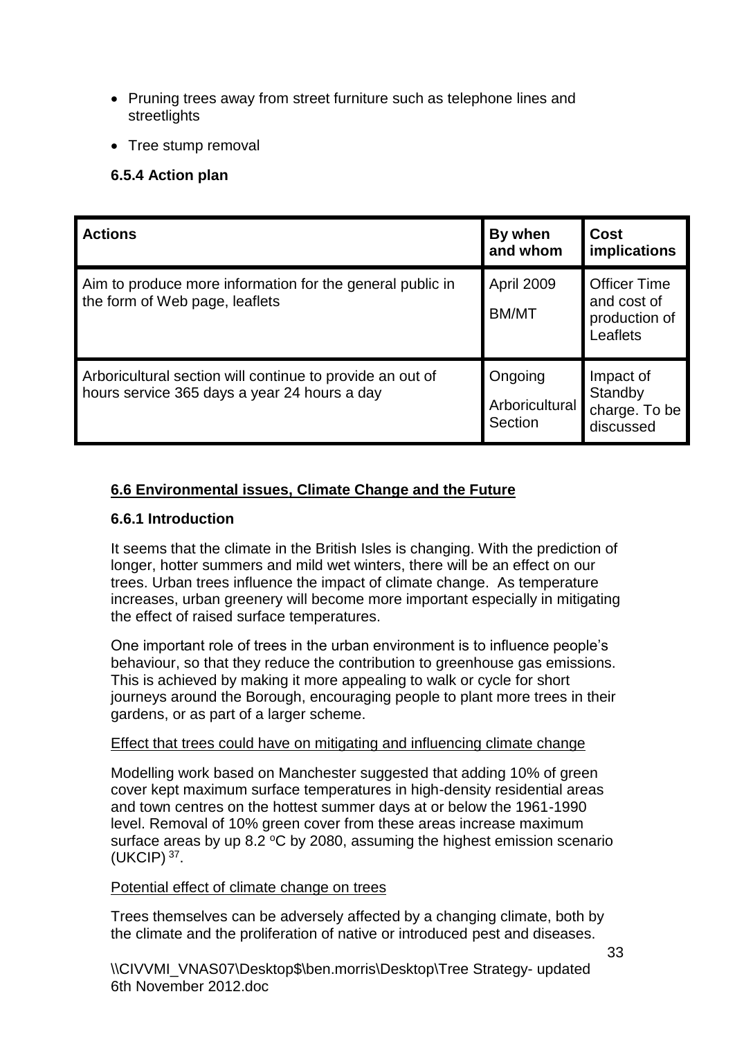- Pruning trees away from street furniture such as telephone lines and streetlights
- Tree stump removal

**6.5.4 Action plan**

| Actions | By when and whom | Cost implications |
|---|---|---|
| Aim to produce more information for the general public in the form of Web page, leaflets | April 2009 BM/MT | Officer Time and cost of production of Leaflets |
| Arboricultural section will continue to provide an out of hours service 365 days a year 24 hours a day | Ongoing Arboricultural Section | Impact of Standby charge. To be discussed |

## 6.6 Environmental issues, Climate Change and the Future

### 6.6.1 Introduction

It seems that the climate in the British Isles is changing. With the prediction of longer, hotter summers and mild wet winters, there will be an effect on our trees. Urban trees influence the impact of climate change. As temperature increases, urban greenery will become more important especially in mitigating the effect of raised surface temperatures.

One important role of trees in the urban environment is to influence people's behaviour, so that they reduce the contribution to greenhouse gas emissions. This is achieved by making it more appealing to walk or cycle for short journeys around the Borough, encouraging people to plant more trees in their gardens, or as part of a larger scheme.

Effect that trees could have on mitigating and influencing climate change

Modelling work based on Manchester suggested that adding 10% of green cover kept maximum surface temperatures in high-density residential areas and town centres on the hottest summer days at or below the 1961-1990 level. Removal of 10% green cover from these areas increase maximum surface areas by up 8.2 °C by 2080, assuming the highest emission scenario (UKCIP) [37].

Potential effect of climate change on trees

Trees themselves can be adversely affected by a changing climate, both by the climate and the proliferation of native or introduced pest and diseases.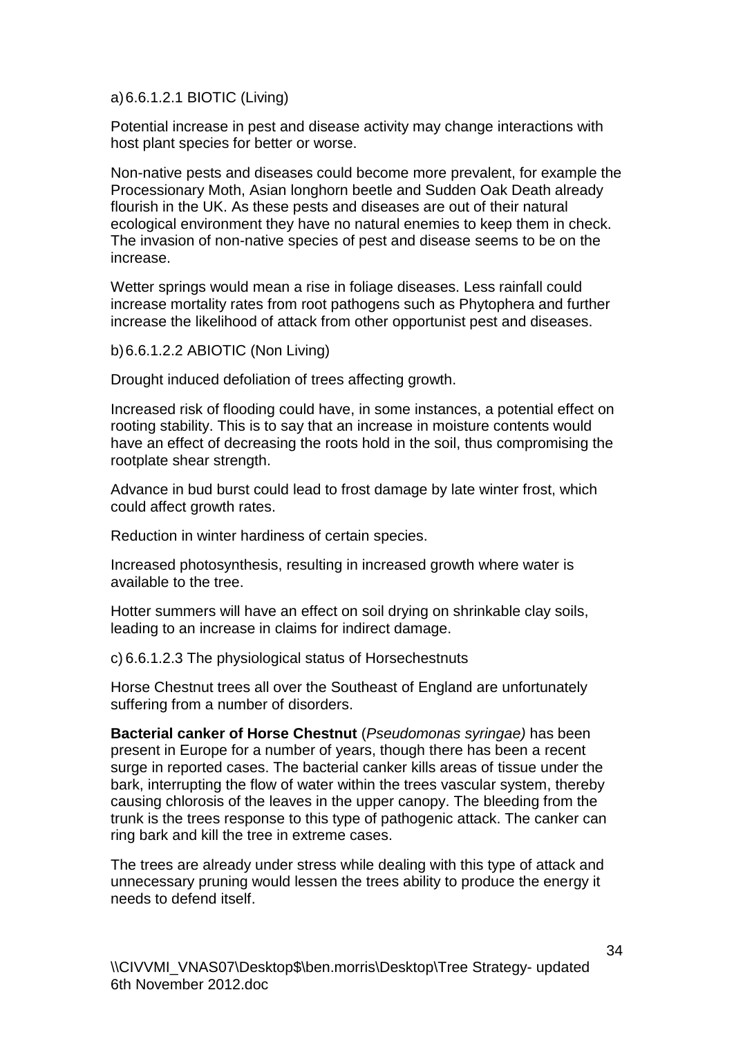a) 6.6.1.2.1 BIOTIC (Living)

Potential increase in pest and disease activity may change interactions with host plant species for better or worse.

Non-native pests and diseases could become more prevalent, for example the Processionary Moth, Asian longhorn beetle and Sudden Oak Death already flourish in the UK. As these pests and diseases are out of their natural ecological environment they have no natural enemies to keep them in check. The invasion of non-native species of pest and disease seems to be on the increase.

Wetter springs would mean a rise in foliage diseases. Less rainfall could increase mortality rates from root pathogens such as Phytophera and further increase the likelihood of attack from other opportunist pest and diseases.

b) 6.6.1.2.2 ABIOTIC (Non Living)

Drought induced defoliation of trees affecting growth.

Increased risk of flooding could have, in some instances, a potential effect on rooting stability. This is to say that an increase in moisture contents would have an effect of decreasing the roots hold in the soil, thus compromising the rootplate shear strength.

Advance in bud burst could lead to frost damage by late winter frost, which could affect growth rates.

Reduction in winter hardiness of certain species.

Increased photosynthesis, resulting in increased growth where water is available to the tree.

Hotter summers will have an effect on soil drying on shrinkable clay soils, leading to an increase in claims for indirect damage.

c) 6.6.1.2.3 The physiological status of Horsechestnuts

Horse Chestnut trees all over the Southeast of England are unfortunately suffering from a number of disorders.

**Bacterial canker of Horse Chestnut** (*Pseudomonas syringae)* has been present in Europe for a number of years, though there has been a recent surge in reported cases. The bacterial canker kills areas of tissue under the bark, interrupting the flow of water within the trees vascular system, thereby causing chlorosis of the leaves in the upper canopy. The bleeding from the trunk is the trees response to this type of pathogenic attack. The canker can ring bark and kill the tree in extreme cases.

The trees are already under stress while dealing with this type of attack and unnecessary pruning would lessen the trees ability to produce the energy it needs to defend itself.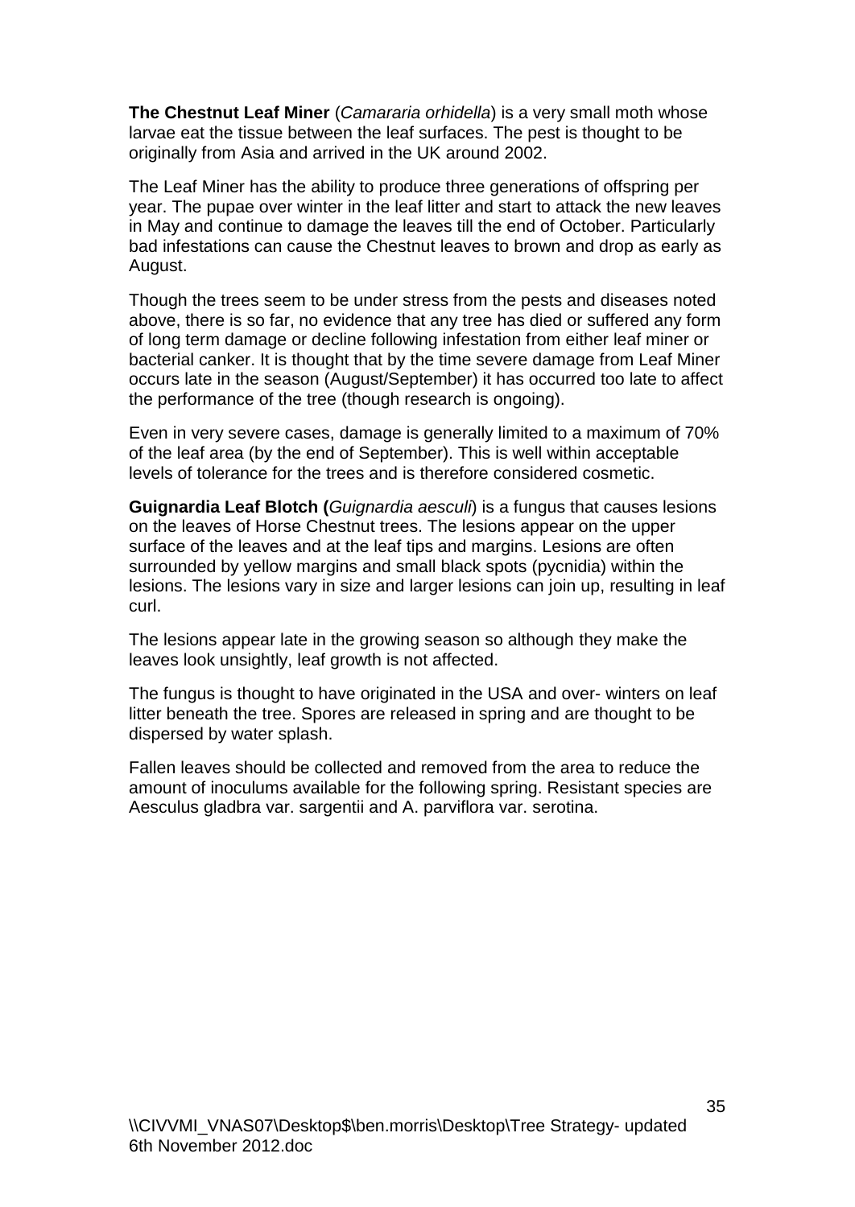**The Chestnut Leaf Miner** (*Camararia orhidella*) is a very small moth whose larvae eat the tissue between the leaf surfaces. The pest is thought to be originally from Asia and arrived in the UK around 2002.

The Leaf Miner has the ability to produce three generations of offspring per year. The pupae over winter in the leaf litter and start to attack the new leaves in May and continue to damage the leaves till the end of October. Particularly bad infestations can cause the Chestnut leaves to brown and drop as early as August.

Though the trees seem to be under stress from the pests and diseases noted above, there is so far, no evidence that any tree has died or suffered any form of long term damage or decline following infestation from either leaf miner or bacterial canker. It is thought that by the time severe damage from Leaf Miner occurs late in the season (August/September) it has occurred too late to affect the performance of the tree (though research is ongoing).

Even in very severe cases, damage is generally limited to a maximum of 70% of the leaf area (by the end of September). This is well within acceptable levels of tolerance for the trees and is therefore considered cosmetic.

**Guignardia Leaf Blotch (**(*Guignardia aesculi*) is a fungus that causes lesions on the leaves of Horse Chestnut trees. The lesions appear on the upper surface of the leaves and at the leaf tips and margins. Lesions are often surrounded by yellow margins and small black spots (pycnidia) within the lesions. The lesions vary in size and larger lesions can join up, resulting in leaf curl.

The lesions appear late in the growing season so although they make the leaves look unsightly, leaf growth is not affected.

The fungus is thought to have originated in the USA and over- winters on leaf litter beneath the tree. Spores are released in spring and are thought to be dispersed by water splash.

Fallen leaves should be collected and removed from the area to reduce the amount of inoculums available for the following spring. Resistant species are Aesculus gladbra var. sargentii and A. parviflora var. serotina.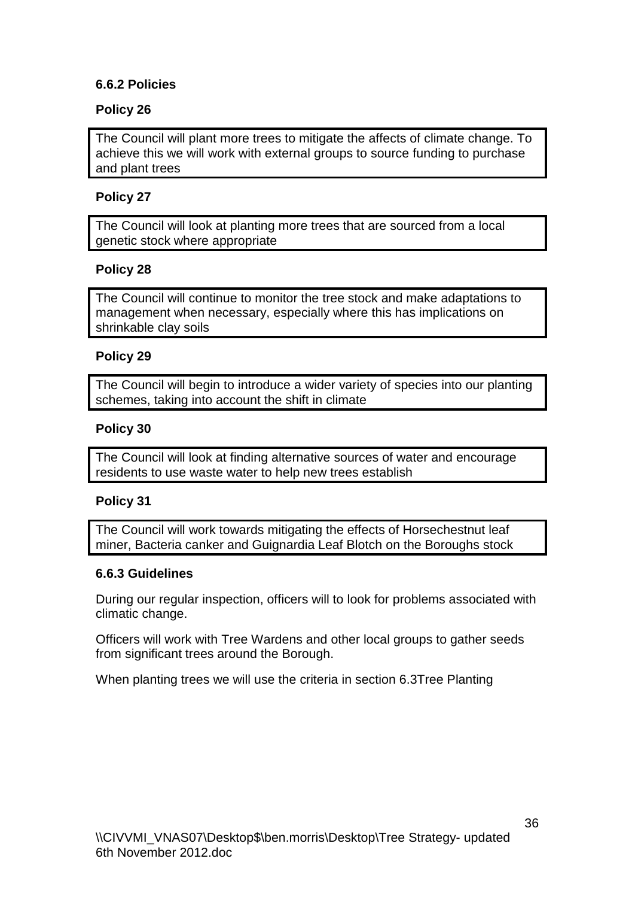### 6.6.2 Policies

**Policy 26**

The Council will plant more trees to mitigate the affects of climate change. To achieve this we will work with external groups to source funding to purchase and plant trees

**Policy 27**

The Council will look at planting more trees that are sourced from a local genetic stock where appropriate

**Policy 28**

The Council will continue to monitor the tree stock and make adaptations to management when necessary, especially where this has implications on shrinkable clay soils

**Policy 29**

The Council will begin to introduce a wider variety of species into our planting schemes, taking into account the shift in climate

**Policy 30**

The Council will look at finding alternative sources of water and encourage residents to use waste water to help new trees establish

**Policy 31**

The Council will work towards mitigating the effects of Horsechestnut leaf miner, Bacteria canker and Guignardia Leaf Blotch on the Boroughs stock

### 6.6.3 Guidelines

During our regular inspection, officers will to look for problems associated with climatic change.

Officers will work with Tree Wardens and other local groups to gather seeds from significant trees around the Borough.

When planting trees we will use the criteria in section 6.3Tree Planting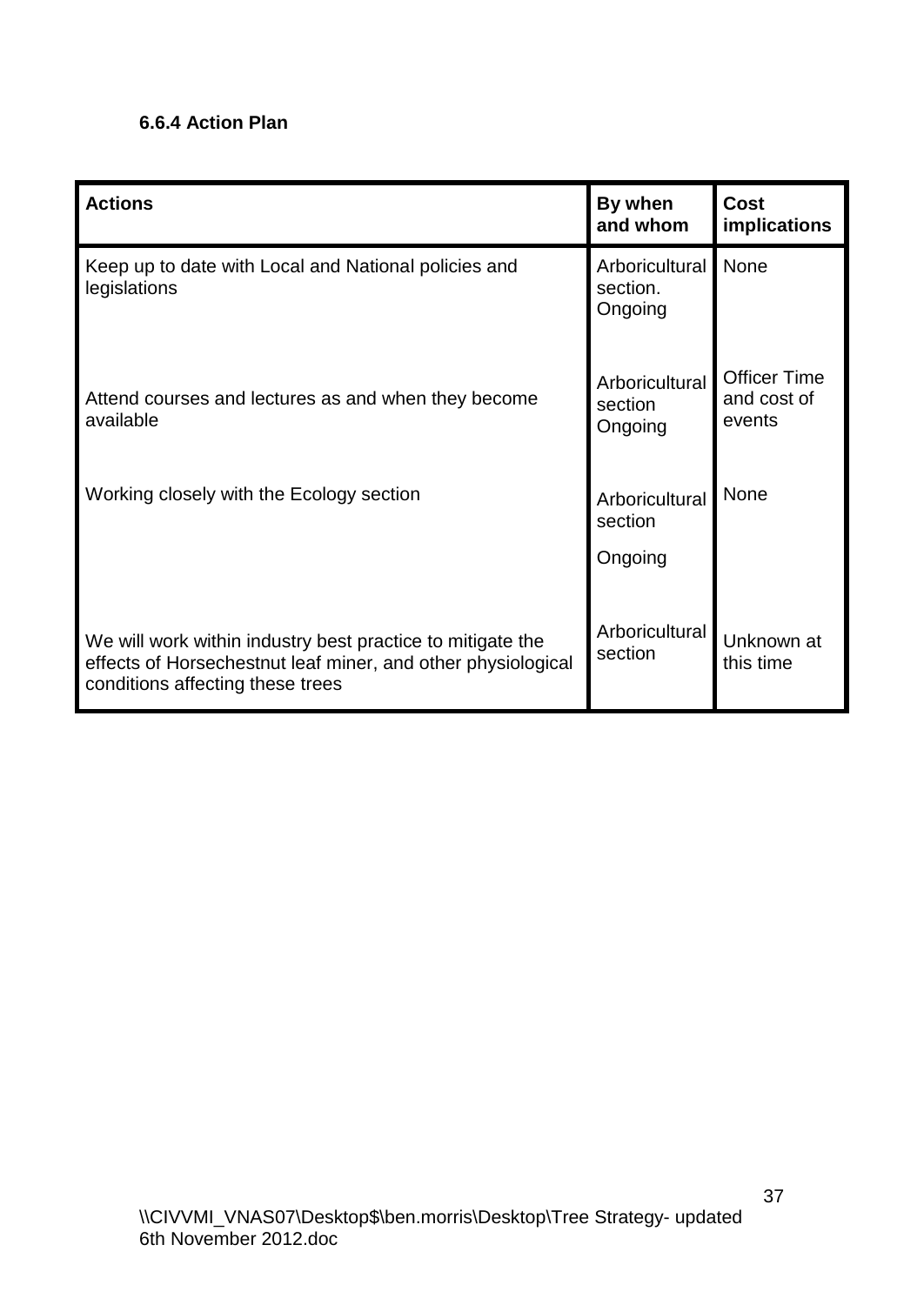### 6.6.4 Action Plan

| Actions | By when and whom | Cost implications |
|---|---|---|
| Keep up to date with Local and National policies and legislations | Arboricultural section. Ongoing | None |
| Attend courses and lectures as and when they become available | Arboricultural section Ongoing | Officer Time and cost of events |
| Working closely with the Ecology section | Arboricultural section Ongoing | None |
| We will work within industry best practice to mitigate the effects of Horsechestnut leaf miner, and other physiological conditions affecting these trees | Arboricultural section | Unknown at this time |

\\CIVVMI_VNAS07\Desktop$\ben.morris\Desktop\Tree Strategy- updated 6th November 2012.doc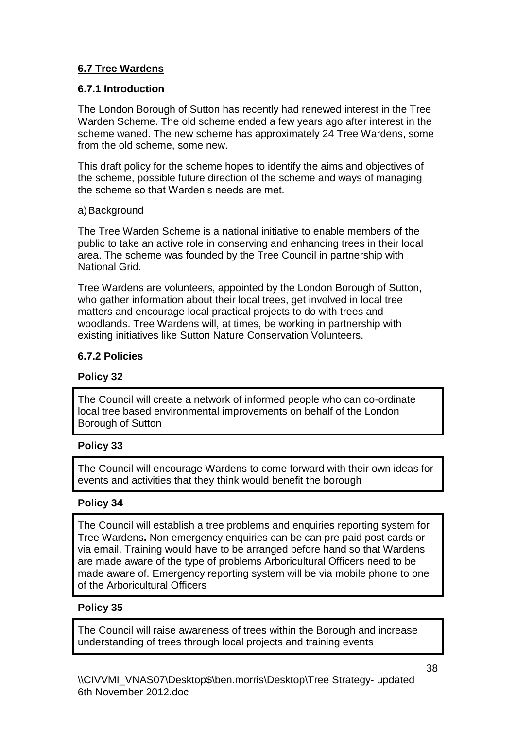## 6.7 Tree Wardens

### 6.7.1 Introduction

The London Borough of Sutton has recently had renewed interest in the Tree Warden Scheme. The old scheme ended a few years ago after interest in the scheme waned. The new scheme has approximately 24 Tree Wardens, some from the old scheme, some new.

This draft policy for the scheme hopes to identify the aims and objectives of the scheme, possible future direction of the scheme and ways of managing the scheme so that Warden's needs are met.

a) Background

The Tree Warden Scheme is a national initiative to enable members of the public to take an active role in conserving and enhancing trees in their local area. The scheme was founded by the Tree Council in partnership with National Grid.

Tree Wardens are volunteers, appointed by the London Borough of Sutton, who gather information about their local trees, get involved in local tree matters and encourage local practical projects to do with trees and woodlands. Tree Wardens will, at times, be working in partnership with existing initiatives like Sutton Nature Conservation Volunteers.

### 6.7.2 Policies

**Policy 32**

> The Council will create a network of informed people who can co-ordinate local tree based environmental improvements on behalf of the London Borough of Sutton

**Policy 33**

> The Council will encourage Wardens to come forward with their own ideas for events and activities that they think would benefit the borough

**Policy 34**

> The Council will establish a tree problems and enquiries reporting system for Tree Wardens**.** Non emergency enquiries can be can pre paid post cards or via email. Training would have to be arranged before hand so that Wardens are made aware of the type of problems Arboricultural Officers need to be made aware of. Emergency reporting system will be via mobile phone to one of the Arboricultural Officers

**Policy 35**

> The Council will raise awareness of trees within the Borough and increase understanding of trees through local projects and training events

\\CIVVMI_VNAS07\Desktop$\ben.morris\Desktop\Tree Strategy- updated 6th November 2012.doc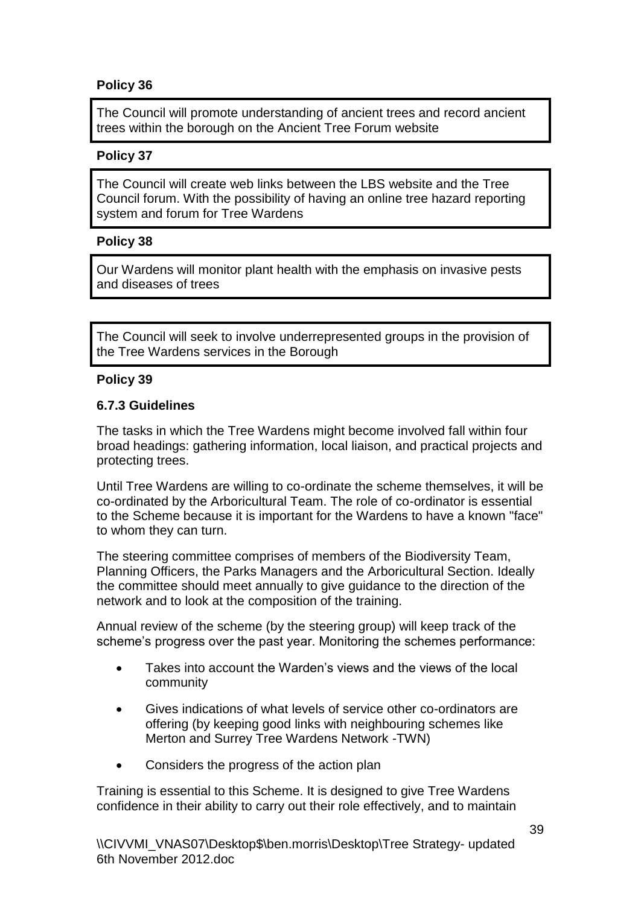**Policy 36**

The Council will promote understanding of ancient trees and record ancient trees within the borough on the Ancient Tree Forum website

**Policy 37**

The Council will create web links between the LBS website and the Tree Council forum. With the possibility of having an online tree hazard reporting system and forum for Tree Wardens

**Policy 38**

Our Wardens will monitor plant health with the emphasis on invasive pests and diseases of trees

The Council will seek to involve underrepresented groups in the provision of the Tree Wardens services in the Borough

**Policy 39**

**6.7.3 Guidelines**

The tasks in which the Tree Wardens might become involved fall within four broad headings: gathering information, local liaison, and practical projects and protecting trees.

Until Tree Wardens are willing to co-ordinate the scheme themselves, it will be co-ordinated by the Arboricultural Team. The role of co-ordinator is essential to the Scheme because it is important for the Wardens to have a known "face" to whom they can turn.

The steering committee comprises of members of the Biodiversity Team, Planning Officers, the Parks Managers and the Arboricultural Section. Ideally the committee should meet annually to give guidance to the direction of the network and to look at the composition of the training.

Annual review of the scheme (by the steering group) will keep track of the scheme's progress over the past year. Monitoring the schemes performance:

- Takes into account the Warden's views and the views of the local community
- Gives indications of what levels of service other co-ordinators are offering (by keeping good links with neighbouring schemes like Merton and Surrey Tree Wardens Network -TWN)
- Considers the progress of the action plan

Training is essential to this Scheme. It is designed to give Tree Wardens confidence in their ability to carry out their role effectively, and to maintain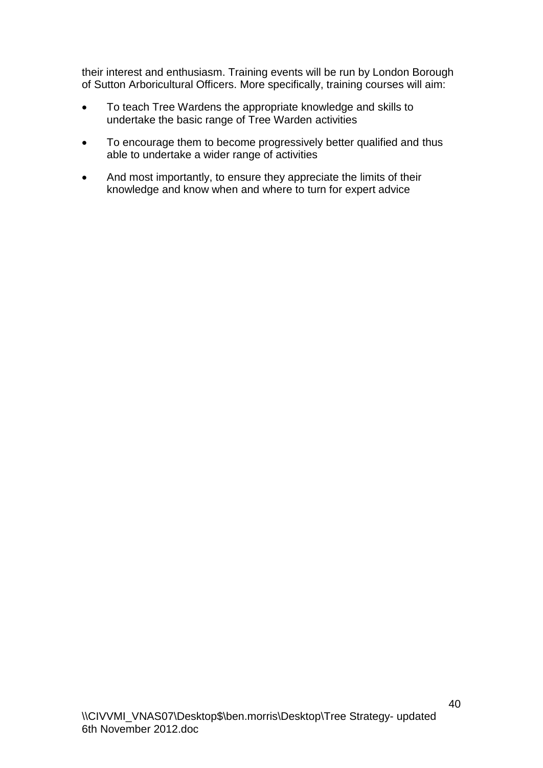their interest and enthusiasm. Training events will be run by London Borough of Sutton Arboricultural Officers. More specifically, training courses will aim:

- To teach Tree Wardens the appropriate knowledge and skills to undertake the basic range of Tree Warden activities
- To encourage them to become progressively better qualified and thus able to undertake a wider range of activities
- And most importantly, to ensure they appreciate the limits of their knowledge and know when and where to turn for expert advice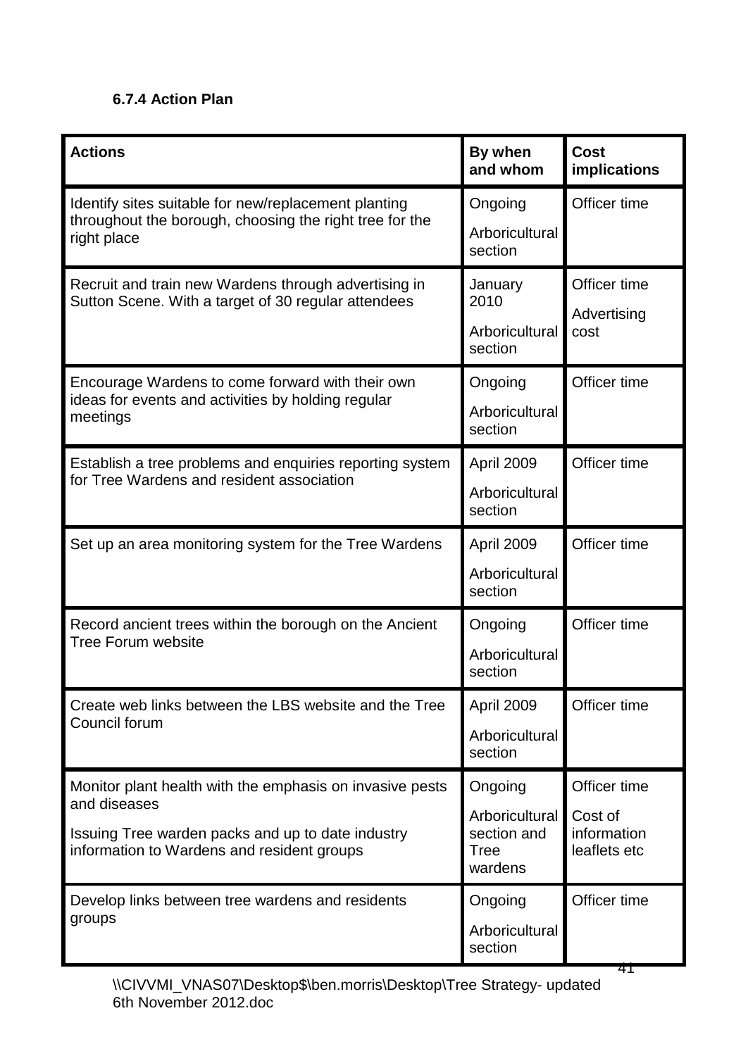### 6.7.4 Action Plan

| Actions | By when and whom | Cost implications |
|---|---|---|
| Identify sites suitable for new/replacement planting throughout the borough, choosing the right tree for the right place | Ongoing<br>Arboricultural section | Officer time |
| Recruit and train new Wardens through advertising in Sutton Scene. With a target of 30 regular attendees | January 2010<br>Arboricultural section | Officer time<br>Advertising cost |
| Encourage Wardens to come forward with their own ideas for events and activities by holding regular meetings | Ongoing<br>Arboricultural section | Officer time |
| Establish a tree problems and enquiries reporting system for Tree Wardens and resident association | April 2009<br>Arboricultural section | Officer time |
| Set up an area monitoring system for the Tree Wardens | April 2009<br>Arboricultural section | Officer time |
| Record ancient trees within the borough on the Ancient Tree Forum website | Ongoing<br>Arboricultural section | Officer time |
| Create web links between the LBS website and the Tree Council forum | April 2009<br>Arboricultural section | Officer time |
| Monitor plant health with the emphasis on invasive pests and diseases<br>Issuing Tree warden packs and up to date industry information to Wardens and resident groups | Ongoing<br>Arboricultural section and Tree wardens | Officer time<br>Cost of information leaflets etc |
| Develop links between tree wardens and residents groups | Ongoing<br>Arboricultural section | Officer time |

\\CIVVMI_VNAS07\Desktop$\ben.morris\Desktop\Tree Strategy- updated 6th November 2012.doc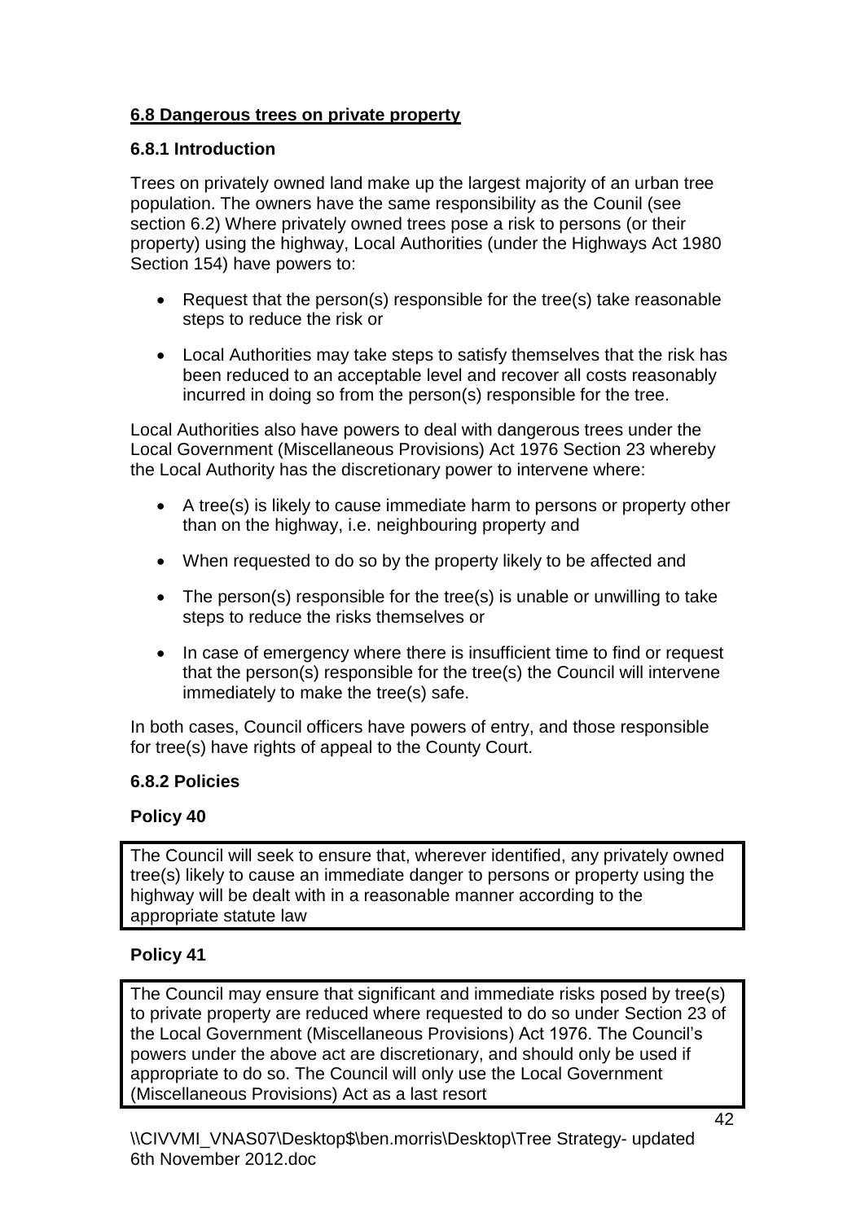## 6.8 Dangerous trees on private property

### 6.8.1 Introduction

Trees on privately owned land make up the largest majority of an urban tree population. The owners have the same responsibility as the Counil (see section 6.2) Where privately owned trees pose a risk to persons (or their property) using the highway, Local Authorities (under the Highways Act 1980 Section 154) have powers to:

- Request that the person(s) responsible for the tree(s) take reasonable steps to reduce the risk or
- Local Authorities may take steps to satisfy themselves that the risk has been reduced to an acceptable level and recover all costs reasonably incurred in doing so from the person(s) responsible for the tree.

Local Authorities also have powers to deal with dangerous trees under the Local Government (Miscellaneous Provisions) Act 1976 Section 23 whereby the Local Authority has the discretionary power to intervene where:

- A tree(s) is likely to cause immediate harm to persons or property other than on the highway, i.e. neighbouring property and
- When requested to do so by the property likely to be affected and
- The person(s) responsible for the tree(s) is unable or unwilling to take steps to reduce the risks themselves or
- In case of emergency where there is insufficient time to find or request that the person(s) responsible for the tree(s) the Council will intervene immediately to make the tree(s) safe.

In both cases, Council officers have powers of entry, and those responsible for tree(s) have rights of appeal to the County Court.

### 6.8.2 Policies

**Policy 40**

The Council will seek to ensure that, wherever identified, any privately owned tree(s) likely to cause an immediate danger to persons or property using the highway will be dealt with in a reasonable manner according to the appropriate statute law

**Policy 41**

The Council may ensure that significant and immediate risks posed by tree(s) to private property are reduced where requested to do so under Section 23 of the Local Government (Miscellaneous Provisions) Act 1976. The Council's powers under the above act are discretionary, and should only be used if appropriate to do so. The Council will only use the Local Government (Miscellaneous Provisions) Act as a last resort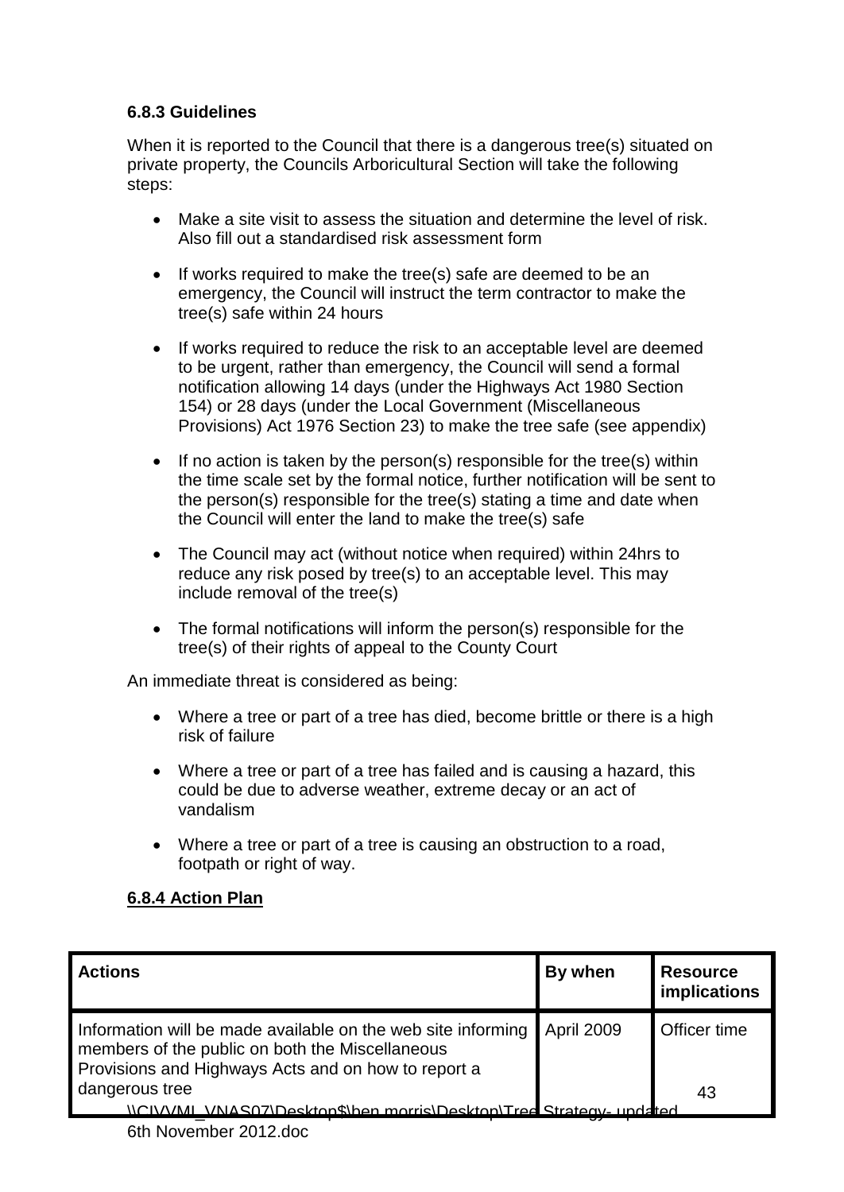#### 6.8.3 Guidelines

When it is reported to the Council that there is a dangerous tree(s) situated on private property, the Councils Arboricultural Section will take the following steps:

- Make a site visit to assess the situation and determine the level of risk. Also fill out a standardised risk assessment form
- If works required to make the tree(s) safe are deemed to be an emergency, the Council will instruct the term contractor to make the tree(s) safe within 24 hours
- If works required to reduce the risk to an acceptable level are deemed to be urgent, rather than emergency, the Council will send a formal notification allowing 14 days (under the Highways Act 1980 Section 154) or 28 days (under the Local Government (Miscellaneous Provisions) Act 1976 Section 23) to make the tree safe (see appendix)
- If no action is taken by the person(s) responsible for the tree(s) within the time scale set by the formal notice, further notification will be sent to the person(s) responsible for the tree(s) stating a time and date when the Council will enter the land to make the tree(s) safe
- The Council may act (without notice when required) within 24hrs to reduce any risk posed by tree(s) to an acceptable level. This may include removal of the tree(s)
- The formal notifications will inform the person(s) responsible for the tree(s) of their rights of appeal to the County Court

An immediate threat is considered as being:

- Where a tree or part of a tree has died, become brittle or there is a high risk of failure
- Where a tree or part of a tree has failed and is causing a hazard, this could be due to adverse weather, extreme decay or an act of vandalism
- Where a tree or part of a tree is causing an obstruction to a road, footpath or right of way.

#### 6.8.4 Action Plan

| Actions | By when | Resource implications |
|---|---|---|
| Information will be made available on the web site informing members of the public on both the Miscellaneous Provisions and Highways Acts and on how to report a dangerous tree | April 2009 | Officer time |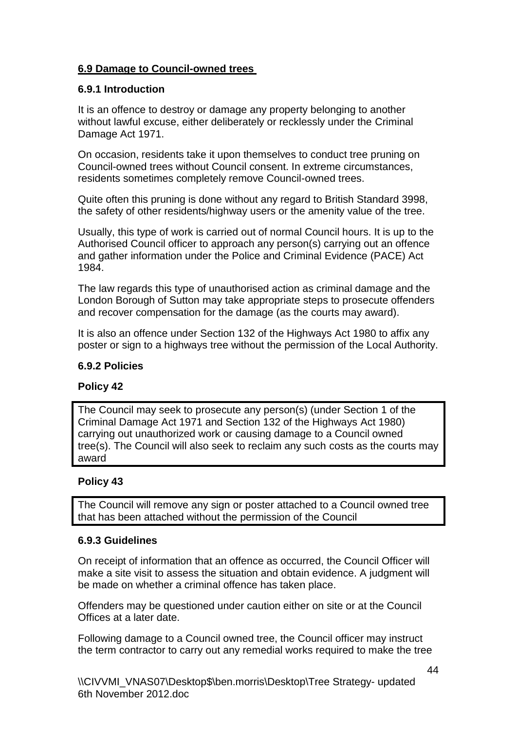## 6.9 Damage to Council-owned trees

### 6.9.1 Introduction

It is an offence to destroy or damage any property belonging to another without lawful excuse, either deliberately or recklessly under the Criminal Damage Act 1971.

On occasion, residents take it upon themselves to conduct tree pruning on Council-owned trees without Council consent. In extreme circumstances, residents sometimes completely remove Council-owned trees.

Quite often this pruning is done without any regard to British Standard 3998, the safety of other residents/highway users or the amenity value of the tree.

Usually, this type of work is carried out of normal Council hours. It is up to the Authorised Council officer to approach any person(s) carrying out an offence and gather information under the Police and Criminal Evidence (PACE) Act 1984.

The law regards this type of unauthorised action as criminal damage and the London Borough of Sutton may take appropriate steps to prosecute offenders and recover compensation for the damage (as the courts may award).

It is also an offence under Section 132 of the Highways Act 1980 to affix any poster or sign to a highways tree without the permission of the Local Authority.

### 6.9.2 Policies

**Policy 42**

The Council may seek to prosecute any person(s) (under Section 1 of the Criminal Damage Act 1971 and Section 132 of the Highways Act 1980) carrying out unauthorized work or causing damage to a Council owned tree(s). The Council will also seek to reclaim any such costs as the courts may award

**Policy 43**

The Council will remove any sign or poster attached to a Council owned tree that has been attached without the permission of the Council

### 6.9.3 Guidelines

On receipt of information that an offence as occurred, the Council Officer will make a site visit to assess the situation and obtain evidence. A judgment will be made on whether a criminal offence has taken place.

Offenders may be questioned under caution either on site or at the Council Offices at a later date.

Following damage to a Council owned tree, the Council officer may instruct the term contractor to carry out any remedial works required to make the tree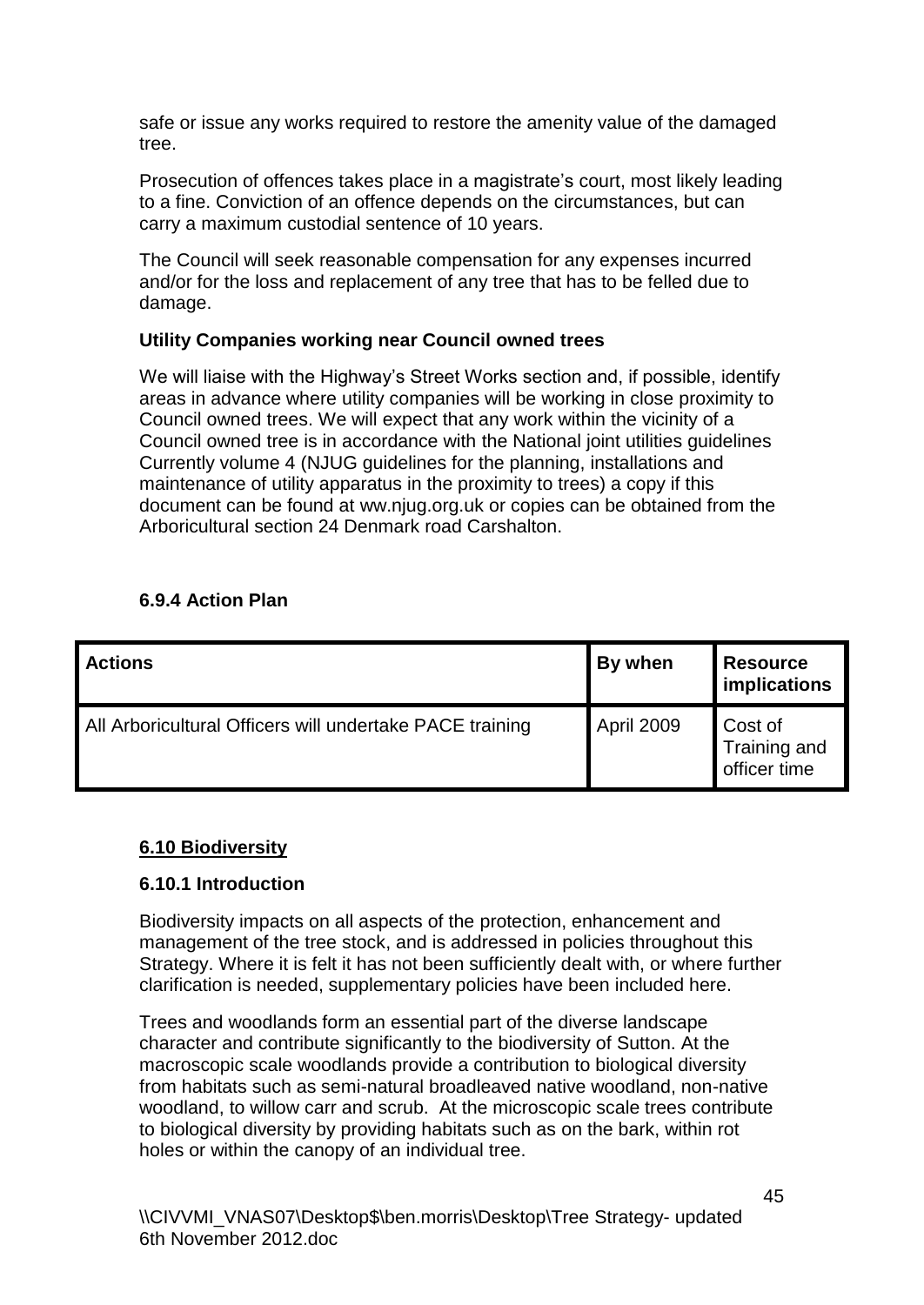safe or issue any works required to restore the amenity value of the damaged tree.

Prosecution of offences takes place in a magistrate's court, most likely leading to a fine. Conviction of an offence depends on the circumstances, but can carry a maximum custodial sentence of 10 years.

The Council will seek reasonable compensation for any expenses incurred and/or for the loss and replacement of any tree that has to be felled due to damage.

**Utility Companies working near Council owned trees**

We will liaise with the Highway's Street Works section and, if possible, identify areas in advance where utility companies will be working in close proximity to Council owned trees. We will expect that any work within the vicinity of a Council owned tree is in accordance with the National joint utilities guidelines Currently volume 4 (NJUG guidelines for the planning, installations and maintenance of utility apparatus in the proximity to trees) a copy if this document can be found at ww.njug.org.uk or copies can be obtained from the Arboricultural section 24 Denmark road Carshalton.

### 6.9.4 Action Plan

| Actions | By when | Resource implications |
|---|---|---|
| All Arboricultural Officers will undertake PACE training | April 2009 | Cost of Training and officer time |

## 6.10 Biodiversity

### 6.10.1 Introduction

Biodiversity impacts on all aspects of the protection, enhancement and management of the tree stock, and is addressed in policies throughout this Strategy. Where it is felt it has not been sufficiently dealt with, or where further clarification is needed, supplementary policies have been included here.

Trees and woodlands form an essential part of the diverse landscape character and contribute significantly to the biodiversity of Sutton. At the macroscopic scale woodlands provide a contribution to biological diversity from habitats such as semi-natural broadleaved native woodland, non-native woodland, to willow carr and scrub. At the microscopic scale trees contribute to biological diversity by providing habitats such as on the bark, within rot holes or within the canopy of an individual tree.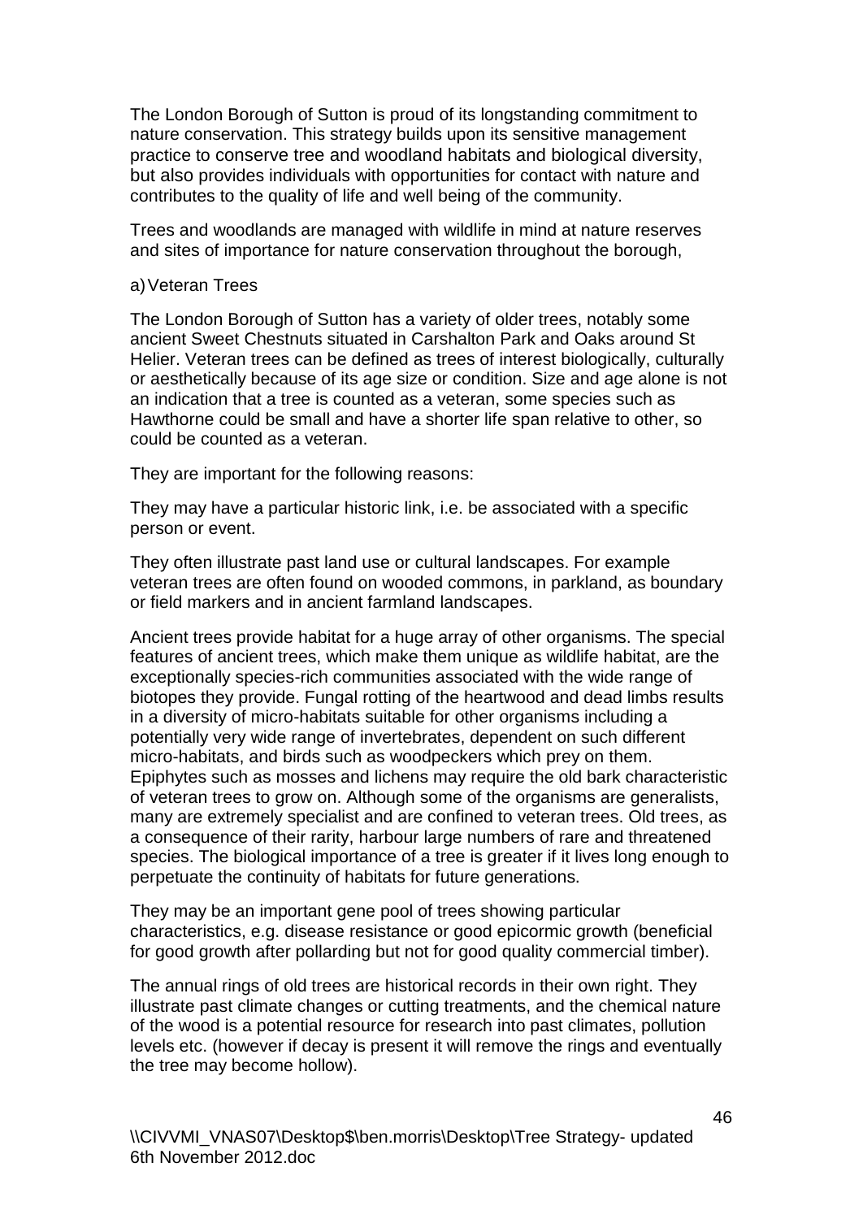The London Borough of Sutton is proud of its longstanding commitment to nature conservation. This strategy builds upon its sensitive management practice to conserve tree and woodland habitats and biological diversity, but also provides individuals with opportunities for contact with nature and contributes to the quality of life and well being of the community.

Trees and woodlands are managed with wildlife in mind at nature reserves and sites of importance for nature conservation throughout the borough,

a) Veteran Trees

The London Borough of Sutton has a variety of older trees, notably some ancient Sweet Chestnuts situated in Carshalton Park and Oaks around St Helier. Veteran trees can be defined as trees of interest biologically, culturally or aesthetically because of its age size or condition. Size and age alone is not an indication that a tree is counted as a veteran, some species such as Hawthorne could be small and have a shorter life span relative to other, so could be counted as a veteran.

They are important for the following reasons:

They may have a particular historic link, i.e. be associated with a specific person or event.

They often illustrate past land use or cultural landscapes. For example veteran trees are often found on wooded commons, in parkland, as boundary or field markers and in ancient farmland landscapes.

Ancient trees provide habitat for a huge array of other organisms. The special features of ancient trees, which make them unique as wildlife habitat, are the exceptionally species-rich communities associated with the wide range of biotopes they provide. Fungal rotting of the heartwood and dead limbs results in a diversity of micro-habitats suitable for other organisms including a potentially very wide range of invertebrates, dependent on such different micro-habitats, and birds such as woodpeckers which prey on them. Epiphytes such as mosses and lichens may require the old bark characteristic of veteran trees to grow on. Although some of the organisms are generalists, many are extremely specialist and are confined to veteran trees. Old trees, as a consequence of their rarity, harbour large numbers of rare and threatened species. The biological importance of a tree is greater if it lives long enough to perpetuate the continuity of habitats for future generations.

They may be an important gene pool of trees showing particular characteristics, e.g. disease resistance or good epicormic growth (beneficial for good growth after pollarding but not for good quality commercial timber).

The annual rings of old trees are historical records in their own right. They illustrate past climate changes or cutting treatments, and the chemical nature of the wood is a potential resource for research into past climates, pollution levels etc. (however if decay is present it will remove the rings and eventually the tree may become hollow).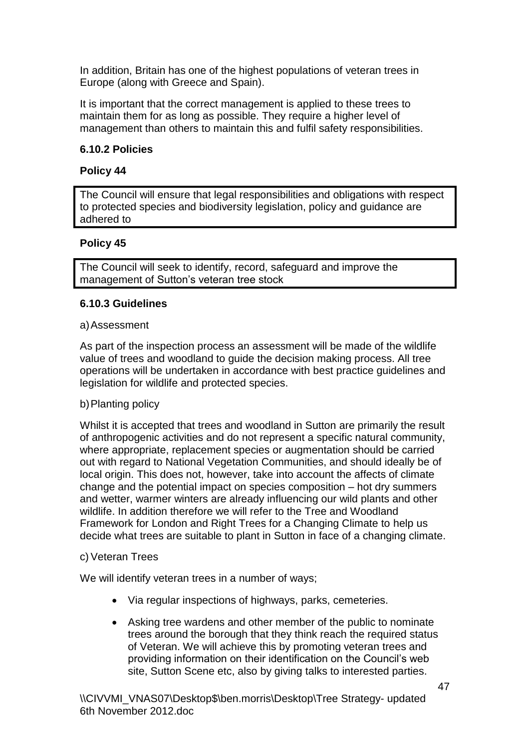In addition, Britain has one of the highest populations of veteran trees in Europe (along with Greece and Spain).

It is important that the correct management is applied to these trees to maintain them for as long as possible. They require a higher level of management than others to maintain this and fulfil safety responsibilities.

### 6.10.2 Policies

**Policy 44**

> The Council will ensure that legal responsibilities and obligations with respect to protected species and biodiversity legislation, policy and guidance are adhered to

**Policy 45**

> The Council will seek to identify, record, safeguard and improve the management of Sutton's veteran tree stock

### 6.10.3 Guidelines

a) Assessment

As part of the inspection process an assessment will be made of the wildlife value of trees and woodland to guide the decision making process. All tree operations will be undertaken in accordance with best practice guidelines and legislation for wildlife and protected species.

b) Planting policy

Whilst it is accepted that trees and woodland in Sutton are primarily the result of anthropogenic activities and do not represent a specific natural community, where appropriate, replacement species or augmentation should be carried out with regard to National Vegetation Communities, and should ideally be of local origin. This does not, however, take into account the affects of climate change and the potential impact on species composition – hot dry summers and wetter, warmer winters are already influencing our wild plants and other wildlife. In addition therefore we will refer to the Tree and Woodland Framework for London and Right Trees for a Changing Climate to help us decide what trees are suitable to plant in Sutton in face of a changing climate.

c) Veteran Trees

We will identify veteran trees in a number of ways;

- Via regular inspections of highways, parks, cemeteries.
- Asking tree wardens and other member of the public to nominate trees around the borough that they think reach the required status of Veteran. We will achieve this by promoting veteran trees and providing information on their identification on the Council's web site, Sutton Scene etc, also by giving talks to interested parties.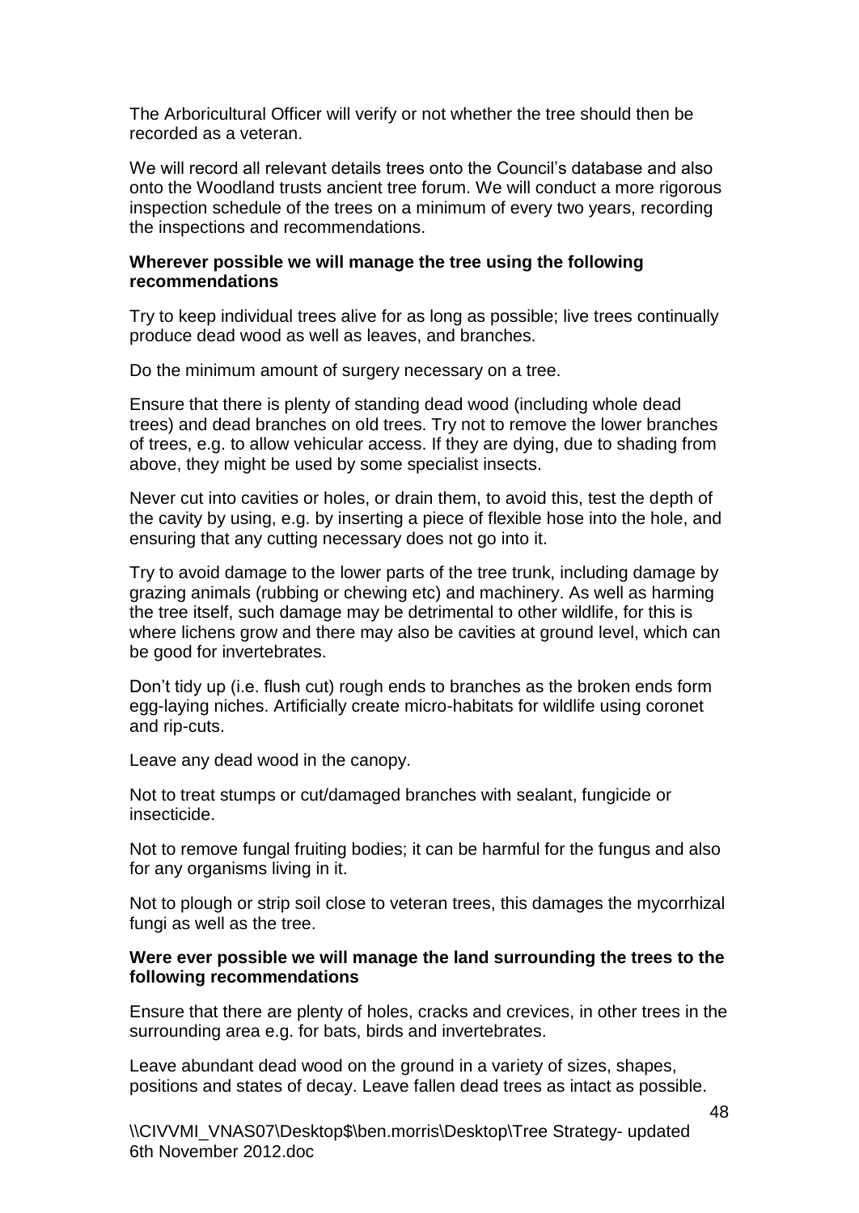The Arboricultural Officer will verify or not whether the tree should then be recorded as a veteran.

We will record all relevant details trees onto the Council's database and also onto the Woodland trusts ancient tree forum. We will conduct a more rigorous inspection schedule of the trees on a minimum of every two years, recording the inspections and recommendations.

**Wherever possible we will manage the tree using the following recommendations**

Try to keep individual trees alive for as long as possible; live trees continually produce dead wood as well as leaves, and branches.

Do the minimum amount of surgery necessary on a tree.

Ensure that there is plenty of standing dead wood (including whole dead trees) and dead branches on old trees. Try not to remove the lower branches of trees, e.g. to allow vehicular access. If they are dying, due to shading from above, they might be used by some specialist insects.

Never cut into cavities or holes, or drain them, to avoid this, test the depth of the cavity by using, e.g. by inserting a piece of flexible hose into the hole, and ensuring that any cutting necessary does not go into it.

Try to avoid damage to the lower parts of the tree trunk, including damage by grazing animals (rubbing or chewing etc) and machinery. As well as harming the tree itself, such damage may be detrimental to other wildlife, for this is where lichens grow and there may also be cavities at ground level, which can be good for invertebrates.

Don't tidy up (i.e. flush cut) rough ends to branches as the broken ends form egg-laying niches. Artificially create micro-habitats for wildlife using coronet and rip-cuts.

Leave any dead wood in the canopy.

Not to treat stumps or cut/damaged branches with sealant, fungicide or insecticide.

Not to remove fungal fruiting bodies; it can be harmful for the fungus and also for any organisms living in it.

Not to plough or strip soil close to veteran trees, this damages the mycorrhizal fungi as well as the tree.

**Were ever possible we will manage the land surrounding the trees to the following recommendations**

Ensure that there are plenty of holes, cracks and crevices, in other trees in the surrounding area e.g. for bats, birds and invertebrates.

Leave abundant dead wood on the ground in a variety of sizes, shapes, positions and states of decay. Leave fallen dead trees as intact as possible.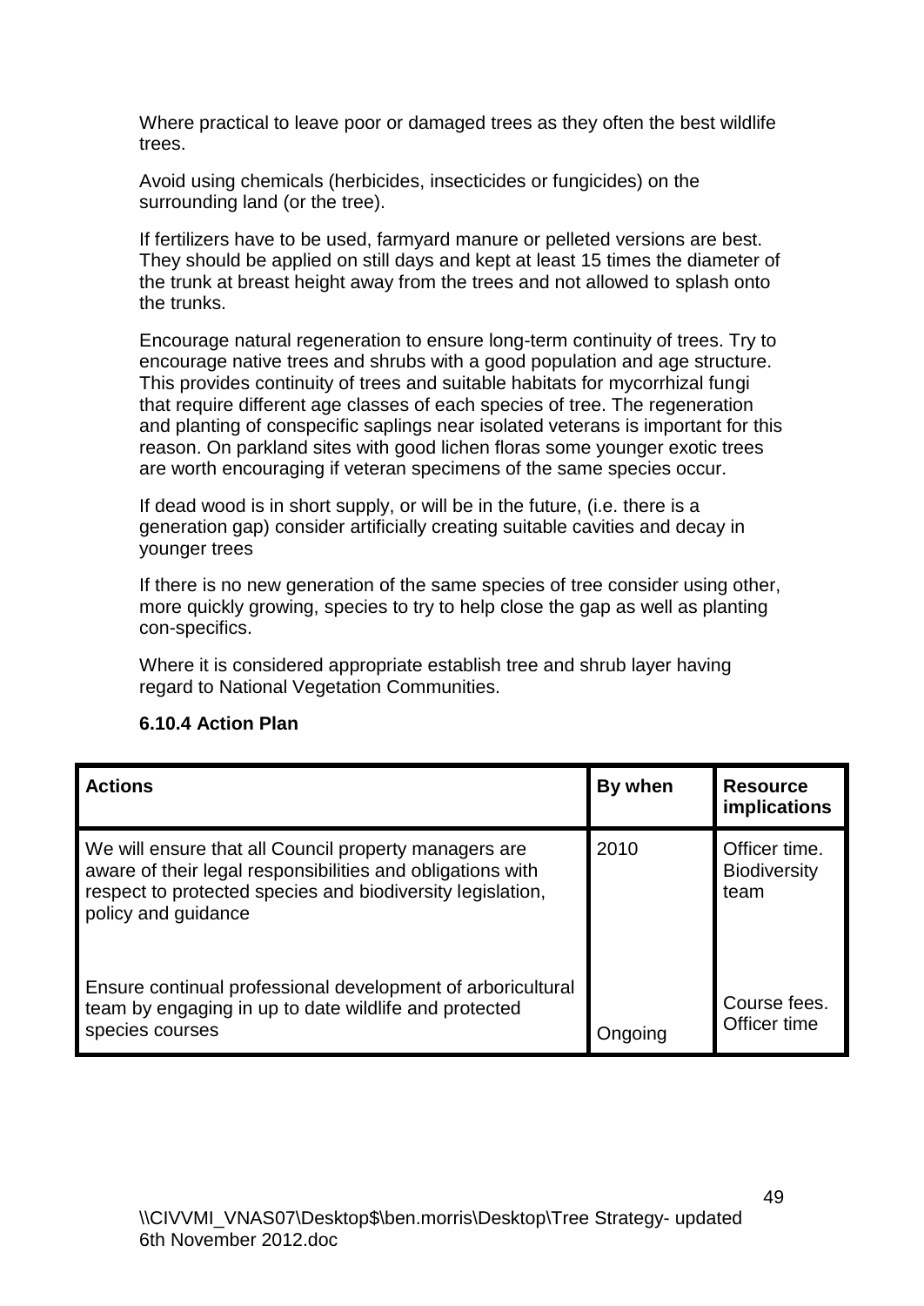Where practical to leave poor or damaged trees as they often the best wildlife trees.

Avoid using chemicals (herbicides, insecticides or fungicides) on the surrounding land (or the tree).

If fertilizers have to be used, farmyard manure or pelleted versions are best. They should be applied on still days and kept at least 15 times the diameter of the trunk at breast height away from the trees and not allowed to splash onto the trunks.

Encourage natural regeneration to ensure long-term continuity of trees. Try to encourage native trees and shrubs with a good population and age structure. This provides continuity of trees and suitable habitats for mycorrhizal fungi that require different age classes of each species of tree. The regeneration and planting of conspecific saplings near isolated veterans is important for this reason. On parkland sites with good lichen floras some younger exotic trees are worth encouraging if veteran specimens of the same species occur.

If dead wood is in short supply, or will be in the future, (i.e. there is a generation gap) consider artificially creating suitable cavities and decay in younger trees

If there is no new generation of the same species of tree consider using other, more quickly growing, species to try to help close the gap as well as planting con-specifics.

Where it is considered appropriate establish tree and shrub layer having regard to National Vegetation Communities.

**6.10.4 Action Plan**

| **Actions** | **By when** | **Resource implications** |
|---|---|---|
| We will ensure that all Council property managers are aware of their legal responsibilities and obligations with respect to protected species and biodiversity legislation, policy and guidance | 2010 | Officer time. Biodiversity team |
| Ensure continual professional development of arboricultural team by engaging in up to date wildlife and protected species courses | Ongoing | Course fees. Officer time |

\\CIVVMI_VNAS07\Desktop$\ben.morris\Desktop\Tree Strategy- updated 6th November 2012.doc